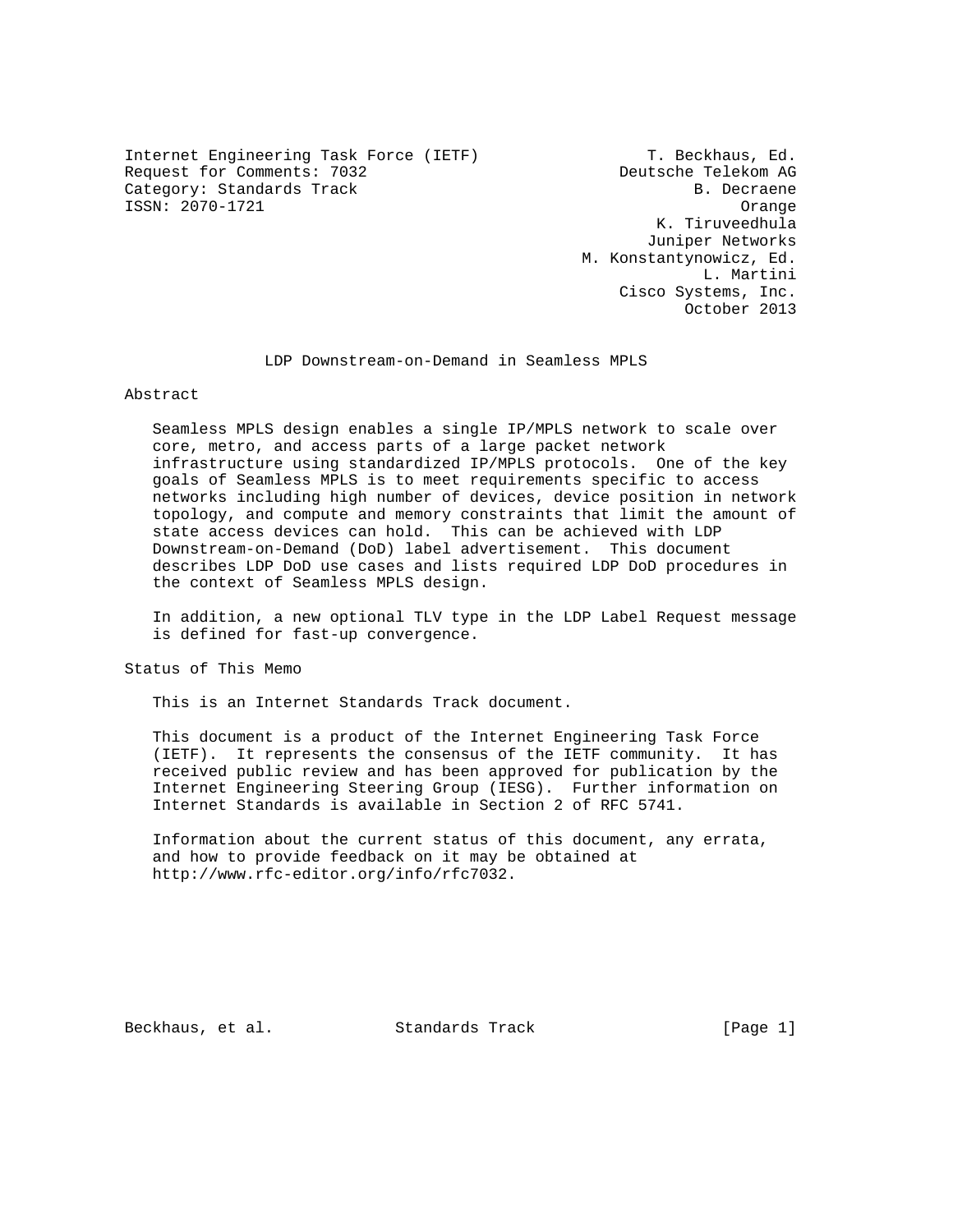Internet Engineering Task Force (IETF) T. Beckhaus, Ed.
Request for Comments: 7032 Deutsche Telekom AG
Category: Standards Track B. Decraene
ISSN: 2070-1721 Orange
K. Tiruveedhula
Juniper Networks
M. Konstantynowicz, Ed.
L. Martini
Cisco Systems, Inc.
October 2013

# LDP Downstream-on-Demand in Seamless MPLS

## Abstract

Seamless MPLS design enables a single IP/MPLS network to scale over core, metro, and access parts of a large packet network infrastructure using standardized IP/MPLS protocols. One of the key goals of Seamless MPLS is to meet requirements specific to access networks including high number of devices, device position in network topology, and compute and memory constraints that limit the amount of state access devices can hold. This can be achieved with LDP Downstream-on-Demand (DoD) label advertisement. This document describes LDP DoD use cases and lists required LDP DoD procedures in the context of Seamless MPLS design.

In addition, a new optional TLV type in the LDP Label Request message is defined for fast-up convergence.

## Status of This Memo

This is an Internet Standards Track document.

This document is a product of the Internet Engineering Task Force (IETF). It represents the consensus of the IETF community. It has received public review and has been approved for publication by the Internet Engineering Steering Group (IESG). Further information on Internet Standards is available in Section 2 of RFC 5741.

Information about the current status of this document, any errata, and how to provide feedback on it may be obtained at http://www.rfc-editor.org/info/rfc7032.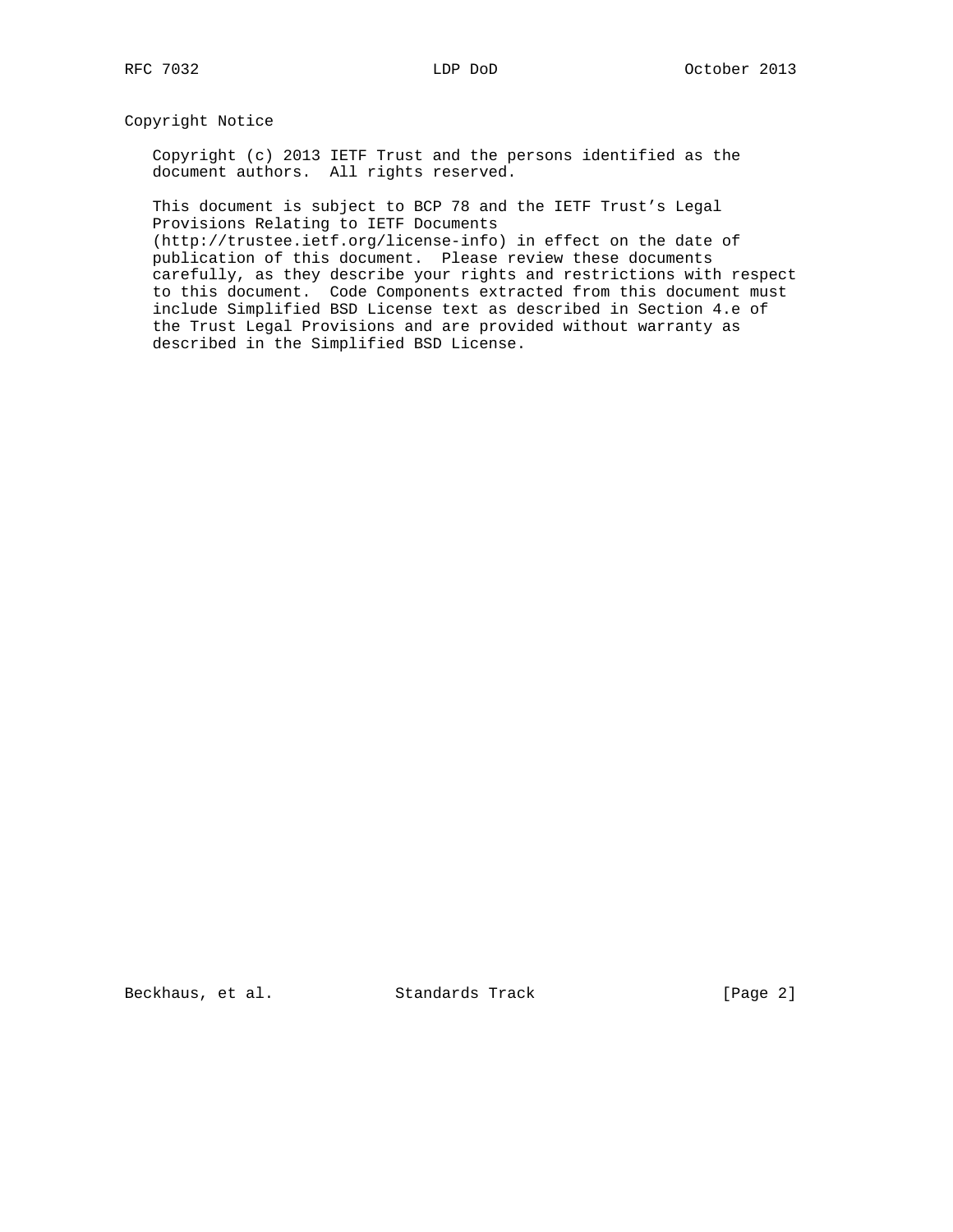## Copyright Notice

Copyright (c) 2013 IETF Trust and the persons identified as the document authors. All rights reserved.

This document is subject to BCP 78 and the IETF Trust's Legal Provisions Relating to IETF Documents (http://trustee.ietf.org/license-info) in effect on the date of publication of this document. Please review these documents carefully, as they describe your rights and restrictions with respect to this document. Code Components extracted from this document must include Simplified BSD License text as described in Section 4.e of the Trust Legal Provisions and are provided without warranty as described in the Simplified BSD License.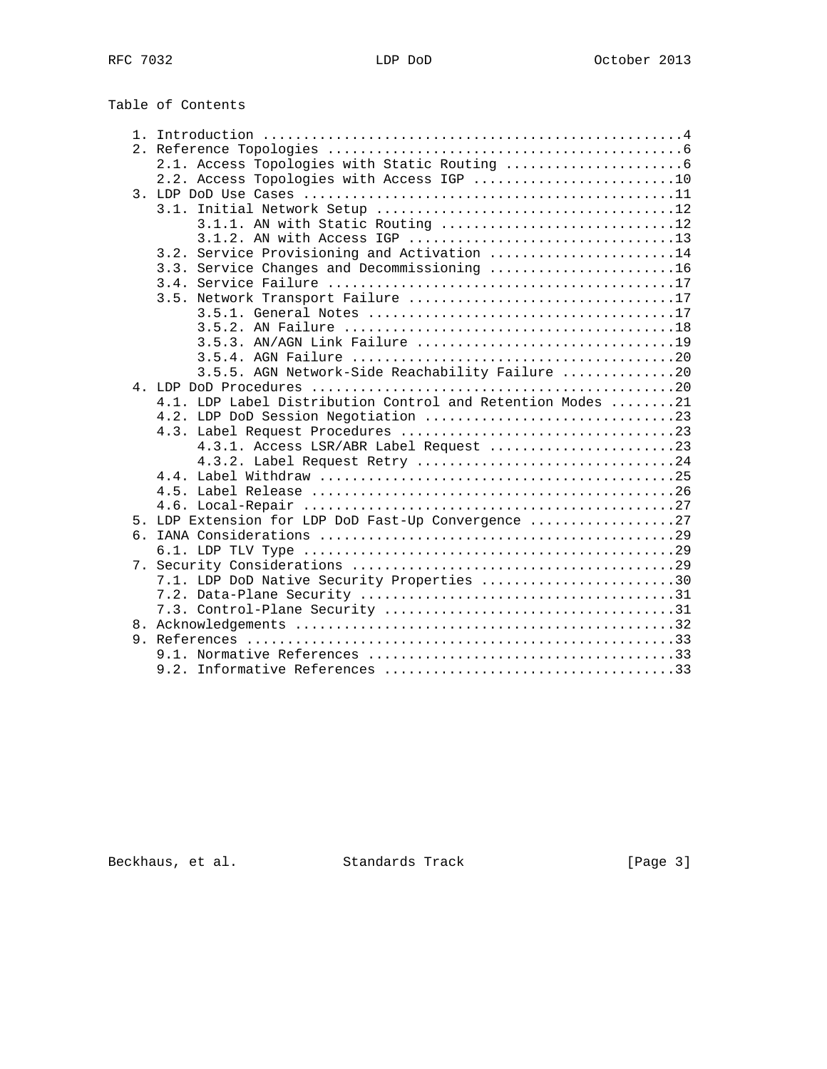Table of Contents

```
   1. Introduction ....................................................4
   2. Reference Topologies ............................................6
      2.1. Access Topologies with Static Routing ......................6
      2.2. Access Topologies with Access IGP .........................10
   3. LDP DoD Use Cases ..............................................11
      3.1. Initial Network Setup .....................................12
           3.1.1. AN with Static Routing .............................12
           3.1.2. AN with Access IGP .................................13
      3.2. Service Provisioning and Activation .......................14
      3.3. Service Changes and Decommissioning .......................16
      3.4. Service Failure ...........................................17
      3.5. Network Transport Failure .................................17
           3.5.1. General Notes ......................................17
           3.5.2. AN Failure .........................................18
           3.5.3. AN/AGN Link Failure ................................19
           3.5.4. AGN Failure ........................................20
           3.5.5. AGN Network-Side Reachability Failure ..............20
   4. LDP DoD Procedures .............................................20
      4.1. LDP Label Distribution Control and Retention Modes ........21
      4.2. LDP DoD Session Negotiation ...............................23
      4.3. Label Request Procedures ..................................23
           4.3.1. Access LSR/ABR Label Request .......................23
           4.3.2. Label Request Retry ................................24
      4.4. Label Withdraw ............................................25
      4.5. Label Release .............................................26
      4.6. Local-Repair ..............................................27
   5. LDP Extension for LDP DoD Fast-Up Convergence ..................27
   6. IANA Considerations ............................................29
      6.1. LDP TLV Type ..............................................29
   7. Security Considerations ........................................29
      7.1. LDP DoD Native Security Properties ........................30
      7.2. Data-Plane Security .......................................31
      7.3. Control-Plane Security ....................................31
   8. Acknowledgements ...............................................32
   9. References .....................................................33
      9.1. Normative References ......................................33
      9.2. Informative References ....................................33
```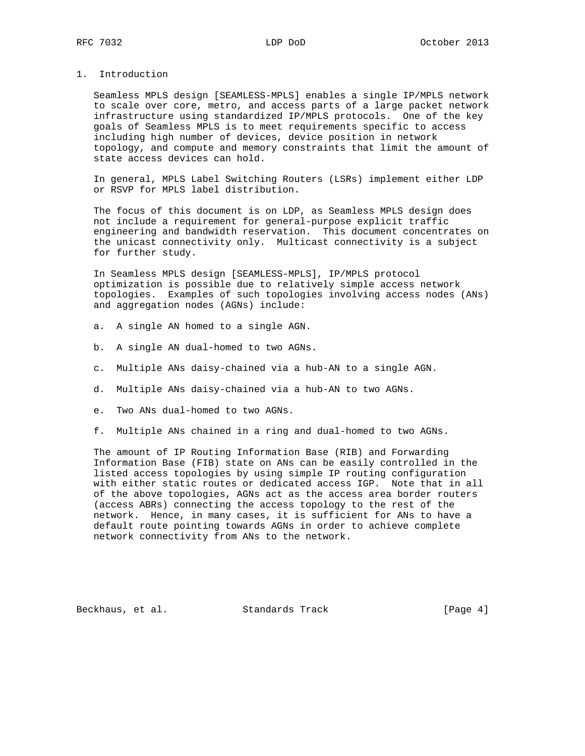# 1. Introduction

Seamless MPLS design [SEAMLESS-MPLS] enables a single IP/MPLS network to scale over core, metro, and access parts of a large packet network infrastructure using standardized IP/MPLS protocols. One of the key goals of Seamless MPLS is to meet requirements specific to access including high number of devices, device position in network topology, and compute and memory constraints that limit the amount of state access devices can hold.

In general, MPLS Label Switching Routers (LSRs) implement either LDP or RSVP for MPLS label distribution.

The focus of this document is on LDP, as Seamless MPLS design does not include a requirement for general-purpose explicit traffic engineering and bandwidth reservation. This document concentrates on the unicast connectivity only. Multicast connectivity is a subject for further study.

In Seamless MPLS design [SEAMLESS-MPLS], IP/MPLS protocol optimization is possible due to relatively simple access network topologies. Examples of such topologies involving access nodes (ANs) and aggregation nodes (AGNs) include:

a. A single AN homed to a single AGN.

b. A single AN dual-homed to two AGNs.

c. Multiple ANs daisy-chained via a hub-AN to a single AGN.

d. Multiple ANs daisy-chained via a hub-AN to two AGNs.

e. Two ANs dual-homed to two AGNs.

f. Multiple ANs chained in a ring and dual-homed to two AGNs.

The amount of IP Routing Information Base (RIB) and Forwarding Information Base (FIB) state on ANs can be easily controlled in the listed access topologies by using simple IP routing configuration with either static routes or dedicated access IGP. Note that in all of the above topologies, AGNs act as the access area border routers (access ABRs) connecting the access topology to the rest of the network. Hence, in many cases, it is sufficient for ANs to have a default route pointing towards AGNs in order to achieve complete network connectivity from ANs to the network.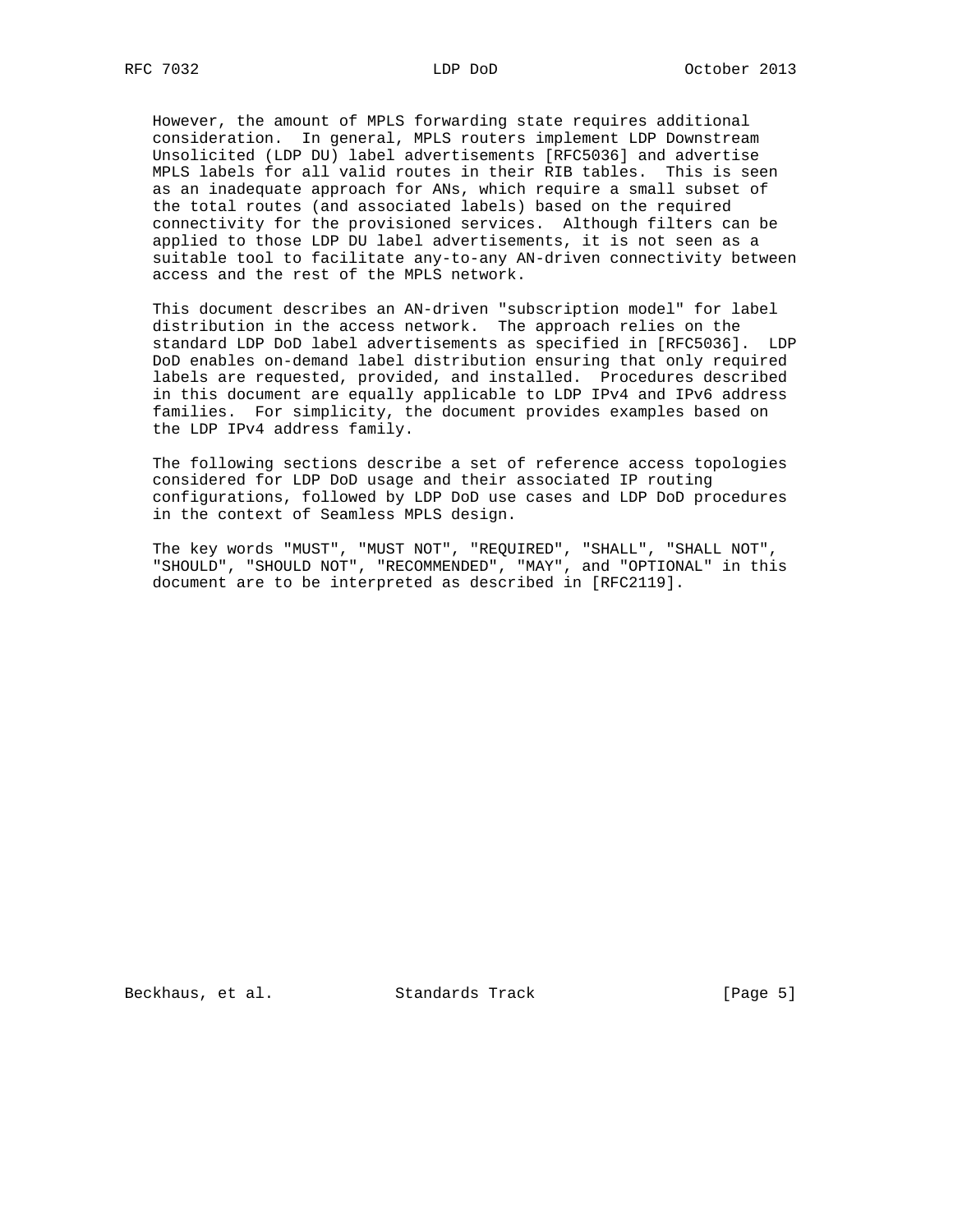However, the amount of MPLS forwarding state requires additional consideration. In general, MPLS routers implement LDP Downstream Unsolicited (LDP DU) label advertisements [RFC5036] and advertise MPLS labels for all valid routes in their RIB tables. This is seen as an inadequate approach for ANs, which require a small subset of the total routes (and associated labels) based on the required connectivity for the provisioned services. Although filters can be applied to those LDP DU label advertisements, it is not seen as a suitable tool to facilitate any-to-any AN-driven connectivity between access and the rest of the MPLS network.

This document describes an AN-driven "subscription model" for label distribution in the access network. The approach relies on the standard LDP DoD label advertisements as specified in [RFC5036]. LDP DoD enables on-demand label distribution ensuring that only required labels are requested, provided, and installed. Procedures described in this document are equally applicable to LDP IPv4 and IPv6 address families. For simplicity, the document provides examples based on the LDP IPv4 address family.

The following sections describe a set of reference access topologies considered for LDP DoD usage and their associated IP routing configurations, followed by LDP DoD use cases and LDP DoD procedures in the context of Seamless MPLS design.

The key words "MUST", "MUST NOT", "REQUIRED", "SHALL", "SHALL NOT", "SHOULD", "SHOULD NOT", "RECOMMENDED", "MAY", and "OPTIONAL" in this document are to be interpreted as described in [RFC2119].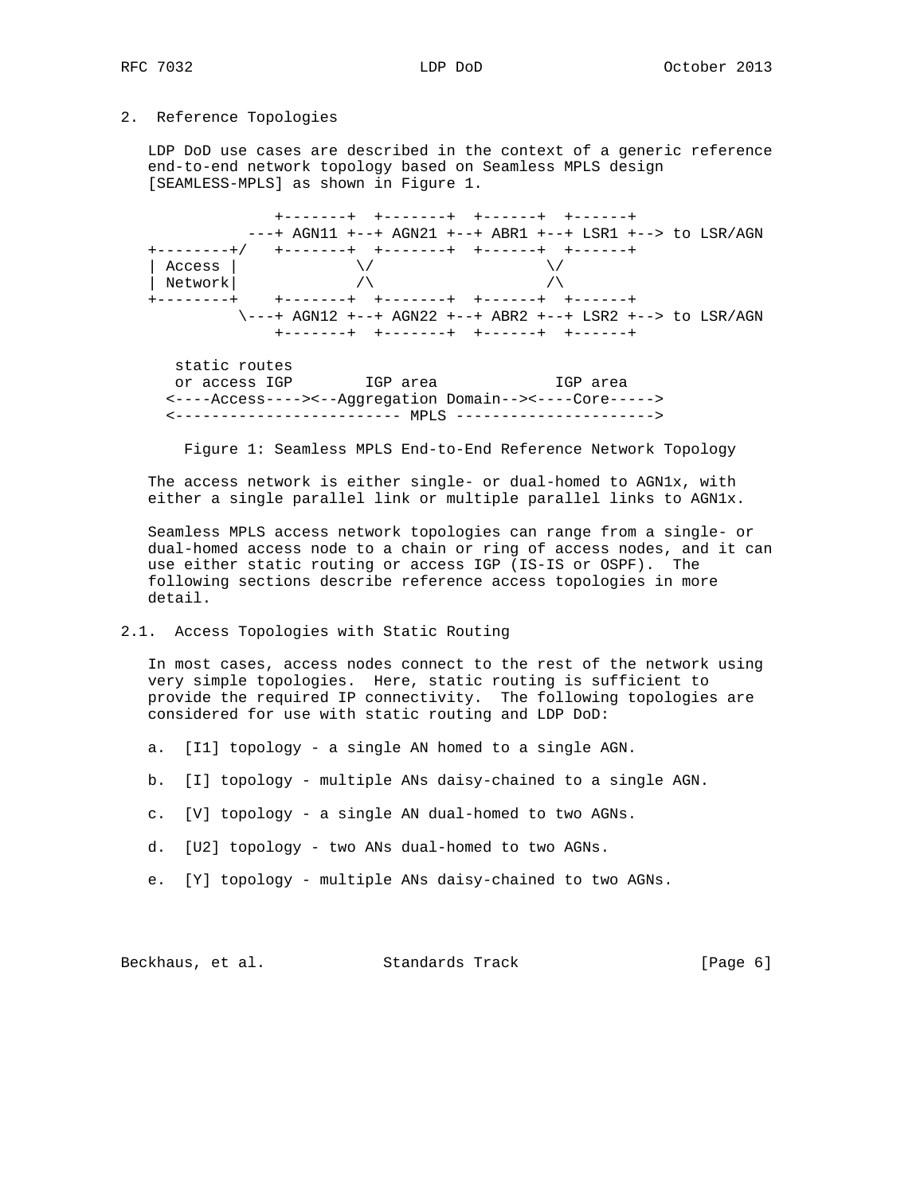## 2. Reference Topologies

LDP DoD use cases are described in the context of a generic reference end-to-end network topology based on Seamless MPLS design [SEAMLESS-MPLS] as shown in Figure 1.

```
               +-------+  +-------+  +------+  +------+
            ---+ AGN11 +--+ AGN21 +--+ ABR1 +--+ LSR1 +--> to LSR/AGN
+--------+/   +-------+  +-------+  +------+  +------+
| Access |             \/                   \/
| Network|             /\                   /\
+--------+    +-------+  +-------+  +------+  +------+
           \---+ AGN12 +--+ AGN22 +--+ ABR2 +--+ LSR2 +--> to LSR/AGN
              +-------+  +-------+  +------+  +------+

  static routes
  or access IGP        IGP area             IGP area
 <----Access----><--Aggregation Domain--><----Core----->
 <------------------------- MPLS ---------------------->
```

Figure 1: Seamless MPLS End-to-End Reference Network Topology

The access network is either single- or dual-homed to AGN1x, with either a single parallel link or multiple parallel links to AGN1x.

Seamless MPLS access network topologies can range from a single- or dual-homed access node to a chain or ring of access nodes, and it can use either static routing or access IGP (IS-IS or OSPF). The following sections describe reference access topologies in more detail.

### 2.1. Access Topologies with Static Routing

In most cases, access nodes connect to the rest of the network using very simple topologies. Here, static routing is sufficient to provide the required IP connectivity. The following topologies are considered for use with static routing and LDP DoD:

a. [I1] topology - a single AN homed to a single AGN.

b. [I] topology - multiple ANs daisy-chained to a single AGN.

c. [V] topology - a single AN dual-homed to two AGNs.

d. [U2] topology - two ANs dual-homed to two AGNs.

e. [Y] topology - multiple ANs daisy-chained to two AGNs.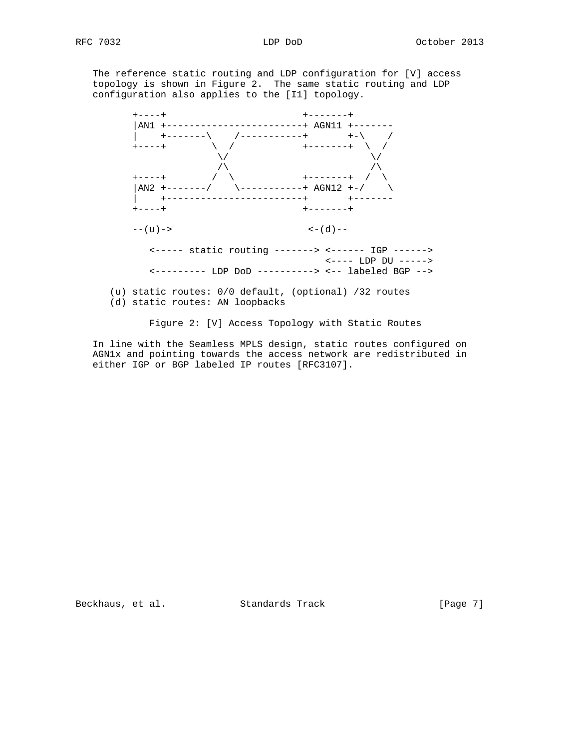The reference static routing and LDP configuration for [V] access topology is shown in Figure 2. The same static routing and LDP configuration also applies to the [I1] topology.

```
    +----+                        +-------+
    |AN1 +------------------------+ AGN11 +-------
    |    +-------\    /-----------+       +-\    /
    +----+        \  /            +-------+  \  /
                   \/                         \/
                   /\                         /\
    +----+        /  \            +-------+  /  \
    |AN2 +-------/    \-----------+ AGN12 +-/    \
    |    +------------------------+       +-------
    +----+                        +-------+

    --(u)->                        <-(d)--

       <----- static routing -------> <------ IGP ------>
                                      <---- LDP DU ----->
       <--------- LDP DoD ----------> <-- labeled BGP -->

 (u) static routes: 0/0 default, (optional) /32 routes
 (d) static routes: AN loopbacks
```

Figure 2: [V] Access Topology with Static Routes

In line with the Seamless MPLS design, static routes configured on AGN1x and pointing towards the access network are redistributed in either IGP or BGP labeled IP routes [RFC3107].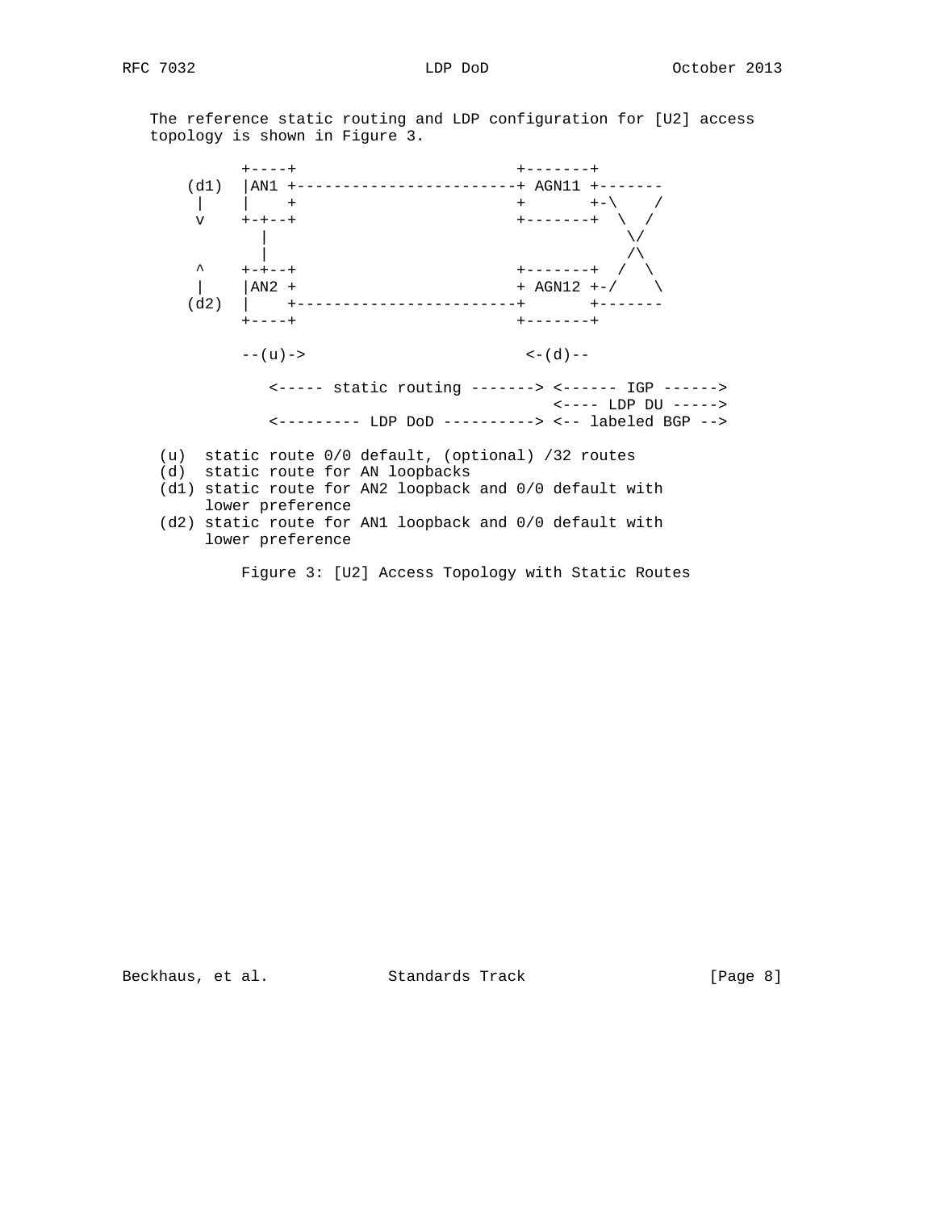The reference static routing and LDP configuration for [U2] access topology is shown in Figure 3.

```
       +----+                        +-------+
  (d1) |AN1 +------------------------+ AGN11 +-------
   |   |    +                        +       +-\    /
   v   +-+--+                        +-------+  \  /
         |                                       \/
         |                                       /\
   ^   +-+--+                        +-------+  /  \
   |   |AN2 +                        + AGN12 +-/    \
  (d2) |    +------------------------+       +-------
       +----+                        +-------+

       --(u)->                        <-(d)--

          <----- static routing -------> <------ IGP ------>
                                         <---- LDP DU ----->
          <--------- LDP DoD ----------> <-- labeled BGP -->

 (u)  static route 0/0 default, (optional) /32 routes
 (d)  static route for AN loopbacks
 (d1) static route for AN2 loopback and 0/0 default with
      lower preference
 (d2) static route for AN1 loopback and 0/0 default with
      lower preference
```

Figure 3: [U2] Access Topology with Static Routes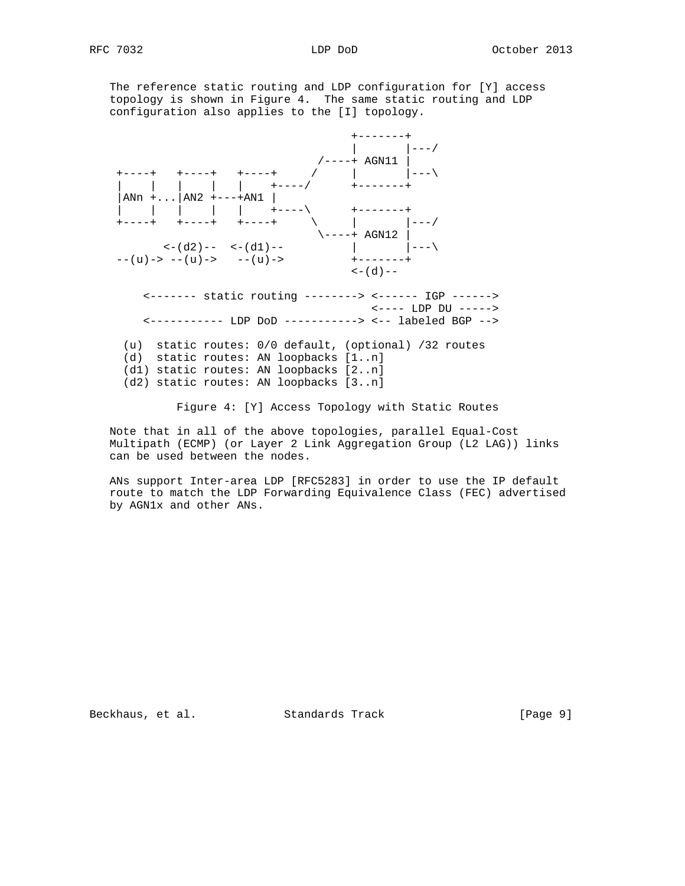The reference static routing and LDP configuration for [Y] access topology is shown in Figure 4. The same static routing and LDP configuration also applies to the [I] topology.

```
                                    +-------+
                                    |       |---/
                               /----+ AGN11 |
 +----+   +----+   +----+     /     |       |---\
 |    |   |    |   |    +----/      +-------+
 |ANn +...|AN2 +---+AN1 |
 |    |   |    |   |    +----\      +-------+
 +----+   +----+   +----+     \     |       |---/
                               \----+ AGN12 |
        <-(d2)--  <-(d1)--          |       |---\
 --(u)-> --(u)->   --(u)->          +-------+
                                    <-(d)--

     <------- static routing --------> <------ IGP ------>
                                       <---- LDP DU ----->
     <----------- LDP DoD -----------> <-- labeled BGP -->

   (u)  static routes: 0/0 default, (optional) /32 routes
   (d)  static routes: AN loopbacks [1..n]
   (d1) static routes: AN loopbacks [2..n]
   (d2) static routes: AN loopbacks [3..n]
```

Figure 4: [Y] Access Topology with Static Routes

Note that in all of the above topologies, parallel Equal-Cost Multipath (ECMP) (or Layer 2 Link Aggregation Group (L2 LAG)) links can be used between the nodes.

ANs support Inter-area LDP [RFC5283] in order to use the IP default route to match the LDP Forwarding Equivalence Class (FEC) advertised by AGN1x and other ANs.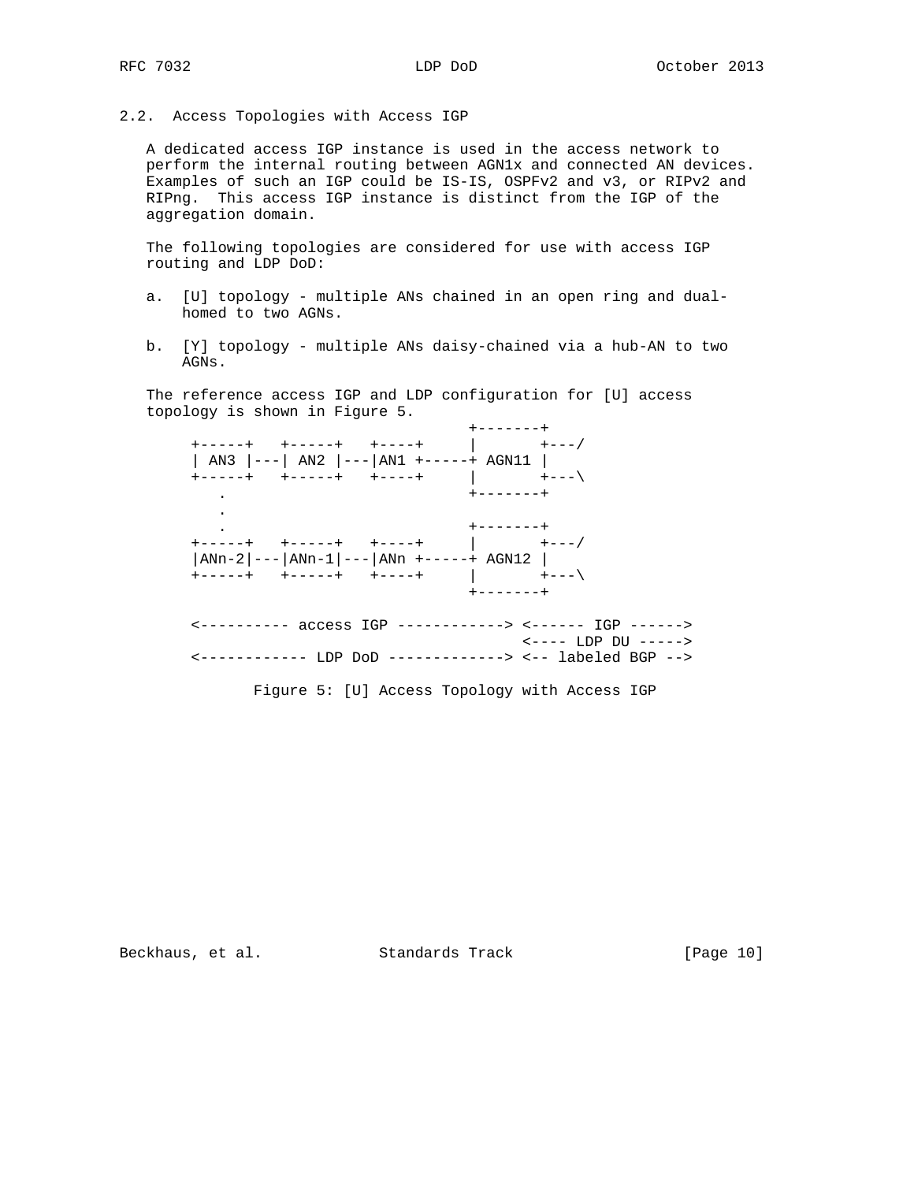### 2.2. Access Topologies with Access IGP

A dedicated access IGP instance is used in the access network to perform the internal routing between AGN1x and connected AN devices. Examples of such an IGP could be IS-IS, OSPFv2 and v3, or RIPv2 and RIPng. This access IGP instance is distinct from the IGP of the aggregation domain.

The following topologies are considered for use with access IGP routing and LDP DoD:

a. [U] topology - multiple ANs chained in an open ring and dual-homed to two AGNs.

b. [Y] topology - multiple ANs daisy-chained via a hub-AN to two AGNs.

The reference access IGP and LDP configuration for [U] access topology is shown in Figure 5.

```
                                   +-------+
    +-----+   +-----+   +----+     |       +---/
    | AN3 |---| AN2 |---|AN1 +-----+ AGN11 |
    +-----+   +-----+   +----+     |       +---\
       .                           +-------+
       .
       .                           +-------+
    +-----+   +-----+   +----+     |       +---/
    |ANn-2|---|ANn-1|---|ANn +-----+ AGN12 |
    +-----+   +-----+   +----+     |       +---\
                                   +-------+

    <---------- access IGP ------------> <------ IGP ------>
                                         <---- LDP DU ----->
    <------------ LDP DoD -------------> <-- labeled BGP -->
```

Figure 5: [U] Access Topology with Access IGP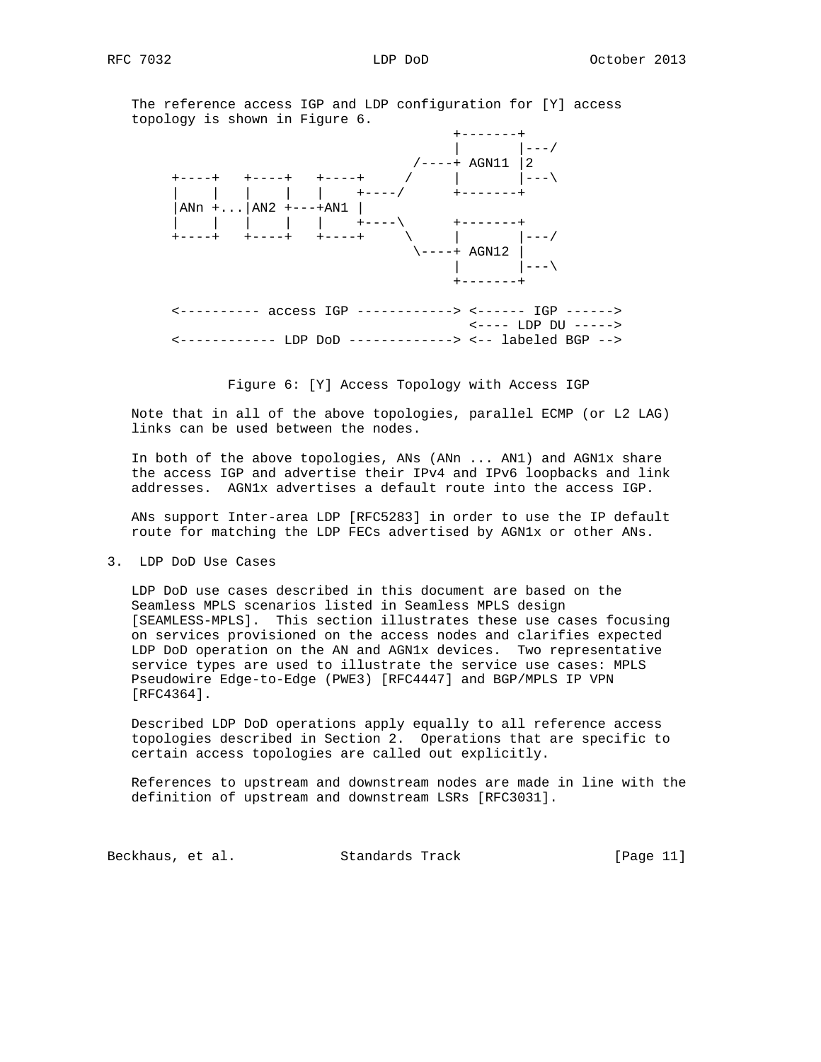The reference access IGP and LDP configuration for [Y] access topology is shown in Figure 6.

```
                                         +-------+
                                         |       |---/
                                    /----+ AGN11 |2
     +----+   +----+   +----+     /      |       |---\
     |    |   |    |   |    +----/       +-------+
     |ANn +...|AN2 +---+AN1 |
     |    |   |    |   |    +----\       +-------+
     +----+   +----+   +----+     \      |       |---/
                                    \----+ AGN12 |
                                         |       |---\
                                         +-------+

     <---------- access IGP ------------> <------ IGP ------>
                                           <---- LDP DU ----->
     <------------ LDP DoD -------------> <-- labeled BGP -->
```

Figure 6: [Y] Access Topology with Access IGP

Note that in all of the above topologies, parallel ECMP (or L2 LAG) links can be used between the nodes.

In both of the above topologies, ANs (ANn ... AN1) and AGN1x share the access IGP and advertise their IPv4 and IPv6 loopbacks and link addresses. AGN1x advertises a default route into the access IGP.

ANs support Inter-area LDP [RFC5283] in order to use the IP default route for matching the LDP FECs advertised by AGN1x or other ANs.

## 3. LDP DoD Use Cases

LDP DoD use cases described in this document are based on the Seamless MPLS scenarios listed in Seamless MPLS design [SEAMLESS-MPLS]. This section illustrates these use cases focusing on services provisioned on the access nodes and clarifies expected LDP DoD operation on the AN and AGN1x devices. Two representative service types are used to illustrate the service use cases: MPLS Pseudowire Edge-to-Edge (PWE3) [RFC4447] and BGP/MPLS IP VPN [RFC4364].

Described LDP DoD operations apply equally to all reference access topologies described in Section 2. Operations that are specific to certain access topologies are called out explicitly.

References to upstream and downstream nodes are made in line with the definition of upstream and downstream LSRs [RFC3031].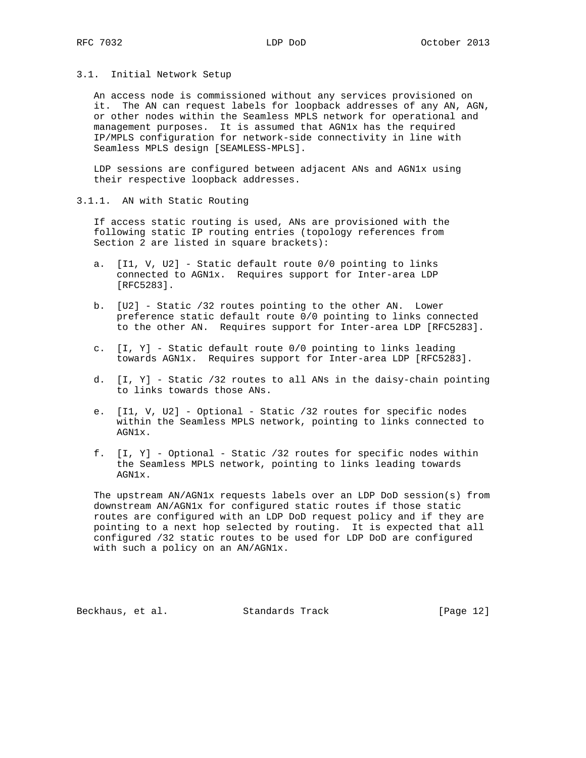### 3.1. Initial Network Setup

An access node is commissioned without any services provisioned on it. The AN can request labels for loopback addresses of any AN, AGN, or other nodes within the Seamless MPLS network for operational and management purposes. It is assumed that AGN1x has the required IP/MPLS configuration for network-side connectivity in line with Seamless MPLS design [SEAMLESS-MPLS].

LDP sessions are configured between adjacent ANs and AGN1x using their respective loopback addresses.

#### 3.1.1. AN with Static Routing

If access static routing is used, ANs are provisioned with the following static IP routing entries (topology references from Section 2 are listed in square brackets):

a. [I1, V, U2] - Static default route 0/0 pointing to links connected to AGN1x. Requires support for Inter-area LDP [RFC5283].

b. [U2] - Static /32 routes pointing to the other AN. Lower preference static default route 0/0 pointing to links connected to the other AN. Requires support for Inter-area LDP [RFC5283].

c. [I, Y] - Static default route 0/0 pointing to links leading towards AGN1x. Requires support for Inter-area LDP [RFC5283].

d. [I, Y] - Static /32 routes to all ANs in the daisy-chain pointing to links towards those ANs.

e. [I1, V, U2] - Optional - Static /32 routes for specific nodes within the Seamless MPLS network, pointing to links connected to AGN1x.

f. [I, Y] - Optional - Static /32 routes for specific nodes within the Seamless MPLS network, pointing to links leading towards AGN1x.

The upstream AN/AGN1x requests labels over an LDP DoD session(s) from downstream AN/AGN1x for configured static routes if those static routes are configured with an LDP DoD request policy and if they are pointing to a next hop selected by routing. It is expected that all configured /32 static routes to be used for LDP DoD are configured with such a policy on an AN/AGN1x.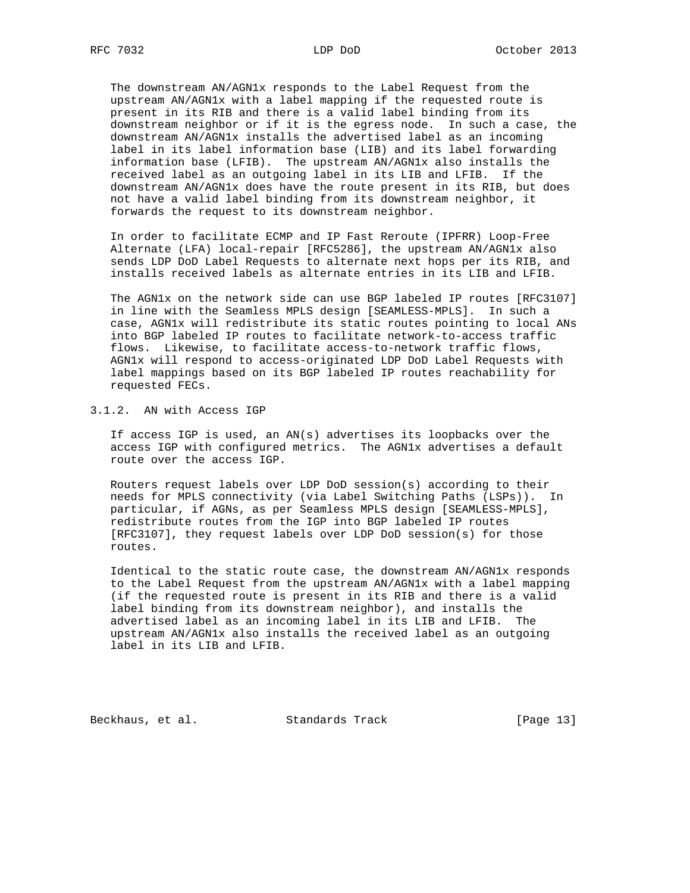The downstream AN/AGN1x responds to the Label Request from the upstream AN/AGN1x with a label mapping if the requested route is present in its RIB and there is a valid label binding from its downstream neighbor or if it is the egress node. In such a case, the downstream AN/AGN1x installs the advertised label as an incoming label in its label information base (LIB) and its label forwarding information base (LFIB). The upstream AN/AGN1x also installs the received label as an outgoing label in its LIB and LFIB. If the downstream AN/AGN1x does have the route present in its RIB, but does not have a valid label binding from its downstream neighbor, it forwards the request to its downstream neighbor.

In order to facilitate ECMP and IP Fast Reroute (IPFRR) Loop-Free Alternate (LFA) local-repair [RFC5286], the upstream AN/AGN1x also sends LDP DoD Label Requests to alternate next hops per its RIB, and installs received labels as alternate entries in its LIB and LFIB.

The AGN1x on the network side can use BGP labeled IP routes [RFC3107] in line with the Seamless MPLS design [SEAMLESS-MPLS]. In such a case, AGN1x will redistribute its static routes pointing to local ANs into BGP labeled IP routes to facilitate network-to-access traffic flows. Likewise, to facilitate access-to-network traffic flows, AGN1x will respond to access-originated LDP DoD Label Requests with label mappings based on its BGP labeled IP routes reachability for requested FECs.

### 3.1.2. AN with Access IGP

If access IGP is used, an AN(s) advertises its loopbacks over the access IGP with configured metrics. The AGN1x advertises a default route over the access IGP.

Routers request labels over LDP DoD session(s) according to their needs for MPLS connectivity (via Label Switching Paths (LSPs)). In particular, if AGNs, as per Seamless MPLS design [SEAMLESS-MPLS], redistribute routes from the IGP into BGP labeled IP routes [RFC3107], they request labels over LDP DoD session(s) for those routes.

Identical to the static route case, the downstream AN/AGN1x responds to the Label Request from the upstream AN/AGN1x with a label mapping (if the requested route is present in its RIB and there is a valid label binding from its downstream neighbor), and installs the advertised label as an incoming label in its LIB and LFIB. The upstream AN/AGN1x also installs the received label as an outgoing label in its LIB and LFIB.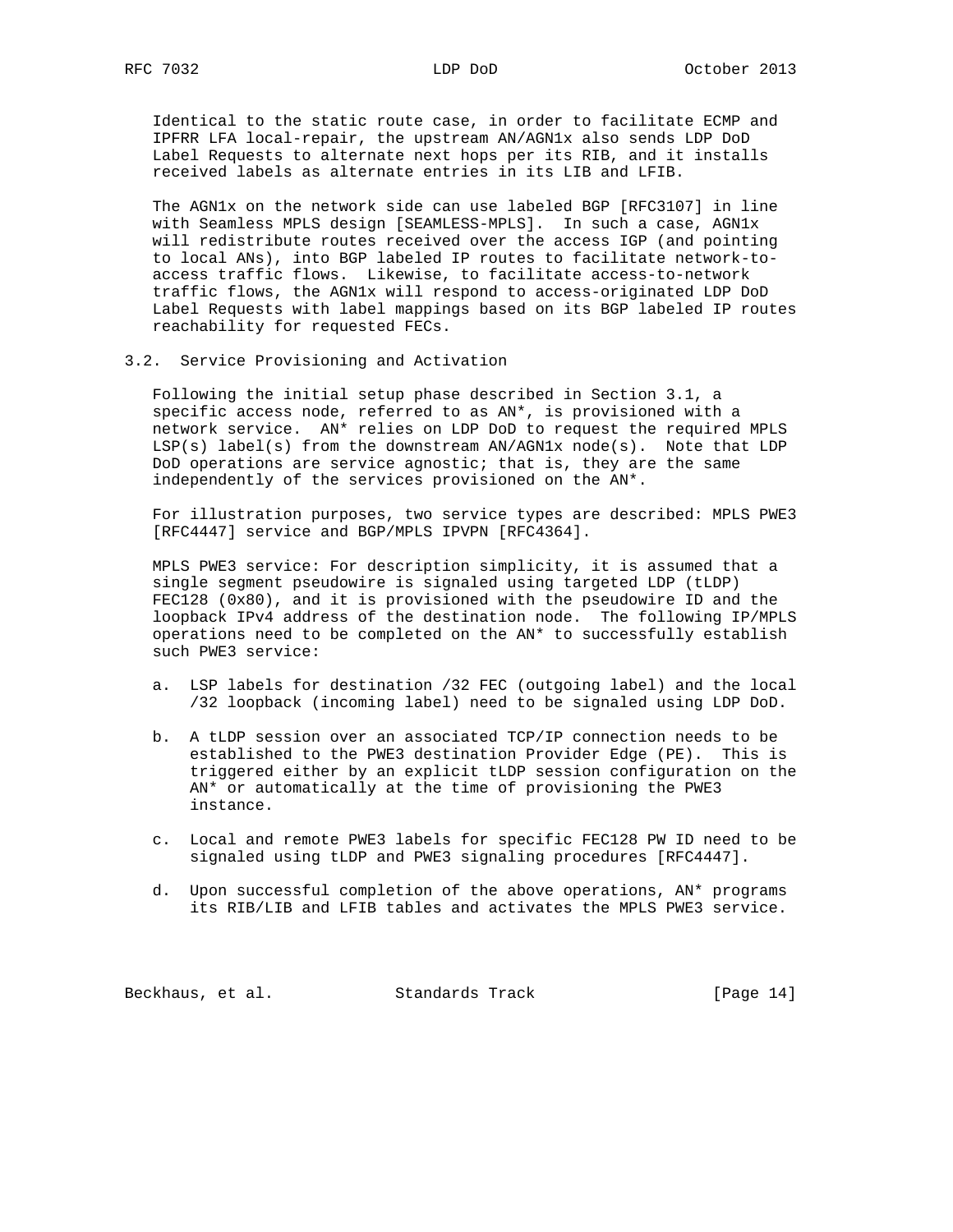Identical to the static route case, in order to facilitate ECMP and IPFRR LFA local-repair, the upstream AN/AGN1x also sends LDP DoD Label Requests to alternate next hops per its RIB, and it installs received labels as alternate entries in its LIB and LFIB.

The AGN1x on the network side can use labeled BGP [RFC3107] in line with Seamless MPLS design [SEAMLESS-MPLS]. In such a case, AGN1x will redistribute routes received over the access IGP (and pointing to local ANs), into BGP labeled IP routes to facilitate network-to-access traffic flows. Likewise, to facilitate access-to-network traffic flows, the AGN1x will respond to access-originated LDP DoD Label Requests with label mappings based on its BGP labeled IP routes reachability for requested FECs.

### 3.2. Service Provisioning and Activation

Following the initial setup phase described in Section 3.1, a specific access node, referred to as AN*, is provisioned with a network service. AN* relies on LDP DoD to request the required MPLS LSP(s) label(s) from the downstream AN/AGN1x node(s). Note that LDP DoD operations are service agnostic; that is, they are the same independently of the services provisioned on the AN*.

For illustration purposes, two service types are described: MPLS PWE3 [RFC4447] service and BGP/MPLS IPVPN [RFC4364].

MPLS PWE3 service: For description simplicity, it is assumed that a single segment pseudowire is signaled using targeted LDP (tLDP) FEC128 (0x80), and it is provisioned with the pseudowire ID and the loopback IPv4 address of the destination node. The following IP/MPLS operations need to be completed on the AN* to successfully establish such PWE3 service:

a. LSP labels for destination /32 FEC (outgoing label) and the local /32 loopback (incoming label) need to be signaled using LDP DoD.

b. A tLDP session over an associated TCP/IP connection needs to be established to the PWE3 destination Provider Edge (PE). This is triggered either by an explicit tLDP session configuration on the AN* or automatically at the time of provisioning the PWE3 instance.

c. Local and remote PWE3 labels for specific FEC128 PW ID need to be signaled using tLDP and PWE3 signaling procedures [RFC4447].

d. Upon successful completion of the above operations, AN* programs its RIB/LIB and LFIB tables and activates the MPLS PWE3 service.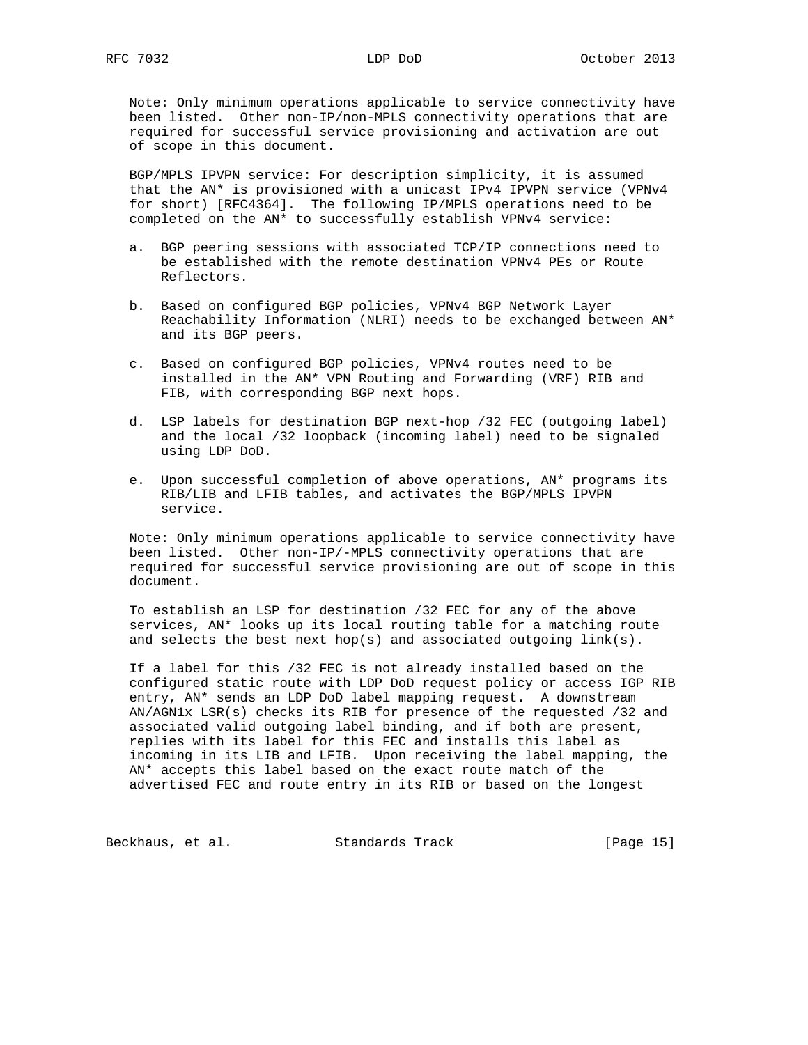Note: Only minimum operations applicable to service connectivity have been listed. Other non-IP/non-MPLS connectivity operations that are required for successful service provisioning and activation are out of scope in this document.

BGP/MPLS IPVPN service: For description simplicity, it is assumed that the AN* is provisioned with a unicast IPv4 IPVPN service (VPNv4 for short) [RFC4364]. The following IP/MPLS operations need to be completed on the AN* to successfully establish VPNv4 service:

a. BGP peering sessions with associated TCP/IP connections need to be established with the remote destination VPNv4 PEs or Route Reflectors.

b. Based on configured BGP policies, VPNv4 BGP Network Layer Reachability Information (NLRI) needs to be exchanged between AN* and its BGP peers.

c. Based on configured BGP policies, VPNv4 routes need to be installed in the AN* VPN Routing and Forwarding (VRF) RIB and FIB, with corresponding BGP next hops.

d. LSP labels for destination BGP next-hop /32 FEC (outgoing label) and the local /32 loopback (incoming label) need to be signaled using LDP DoD.

e. Upon successful completion of above operations, AN* programs its RIB/LIB and LFIB tables, and activates the BGP/MPLS IPVPN service.

Note: Only minimum operations applicable to service connectivity have been listed. Other non-IP/-MPLS connectivity operations that are required for successful service provisioning are out of scope in this document.

To establish an LSP for destination /32 FEC for any of the above services, AN* looks up its local routing table for a matching route and selects the best next hop(s) and associated outgoing link(s).

If a label for this /32 FEC is not already installed based on the configured static route with LDP DoD request policy or access IGP RIB entry, AN* sends an LDP DoD label mapping request. A downstream AN/AGN1x LSR(s) checks its RIB for presence of the requested /32 and associated valid outgoing label binding, and if both are present, replies with its label for this FEC and installs this label as incoming in its LIB and LFIB. Upon receiving the label mapping, the AN* accepts this label based on the exact route match of the advertised FEC and route entry in its RIB or based on the longest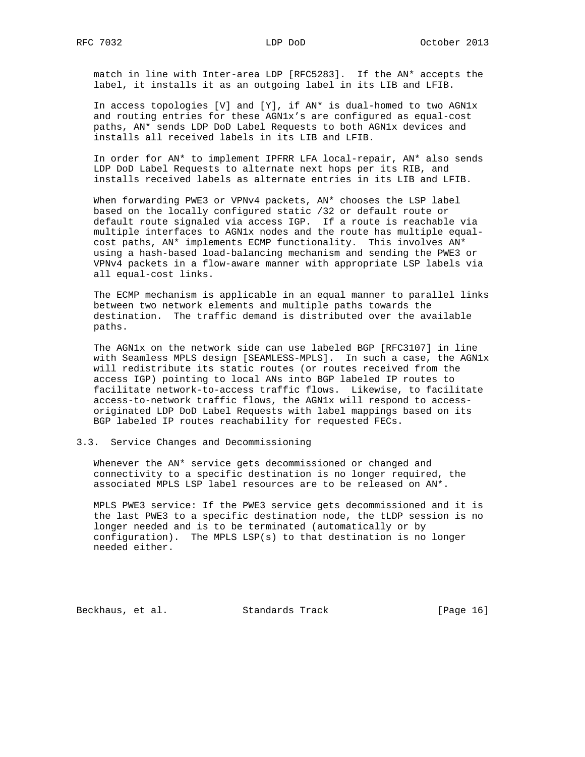match in line with Inter-area LDP [RFC5283]. If the AN* accepts the label, it installs it as an outgoing label in its LIB and LFIB.

In access topologies [V] and [Y], if AN* is dual-homed to two AGN1x and routing entries for these AGN1x's are configured as equal-cost paths, AN* sends LDP DoD Label Requests to both AGN1x devices and installs all received labels in its LIB and LFIB.

In order for AN* to implement IPFRR LFA local-repair, AN* also sends LDP DoD Label Requests to alternate next hops per its RIB, and installs received labels as alternate entries in its LIB and LFIB.

When forwarding PWE3 or VPNv4 packets, AN* chooses the LSP label based on the locally configured static /32 or default route or default route signaled via access IGP. If a route is reachable via multiple interfaces to AGN1x nodes and the route has multiple equal-cost paths, AN* implements ECMP functionality. This involves AN* using a hash-based load-balancing mechanism and sending the PWE3 or VPNv4 packets in a flow-aware manner with appropriate LSP labels via all equal-cost links.

The ECMP mechanism is applicable in an equal manner to parallel links between two network elements and multiple paths towards the destination. The traffic demand is distributed over the available paths.

The AGN1x on the network side can use labeled BGP [RFC3107] in line with Seamless MPLS design [SEAMLESS-MPLS]. In such a case, the AGN1x will redistribute its static routes (or routes received from the access IGP) pointing to local ANs into BGP labeled IP routes to facilitate network-to-access traffic flows. Likewise, to facilitate access-to-network traffic flows, the AGN1x will respond to access-originated LDP DoD Label Requests with label mappings based on its BGP labeled IP routes reachability for requested FECs.

## 3.3. Service Changes and Decommissioning

Whenever the AN* service gets decommissioned or changed and connectivity to a specific destination is no longer required, the associated MPLS LSP label resources are to be released on AN*.

MPLS PWE3 service: If the PWE3 service gets decommissioned and it is the last PWE3 to a specific destination node, the tLDP session is no longer needed and is to be terminated (automatically or by configuration). The MPLS LSP(s) to that destination is no longer needed either.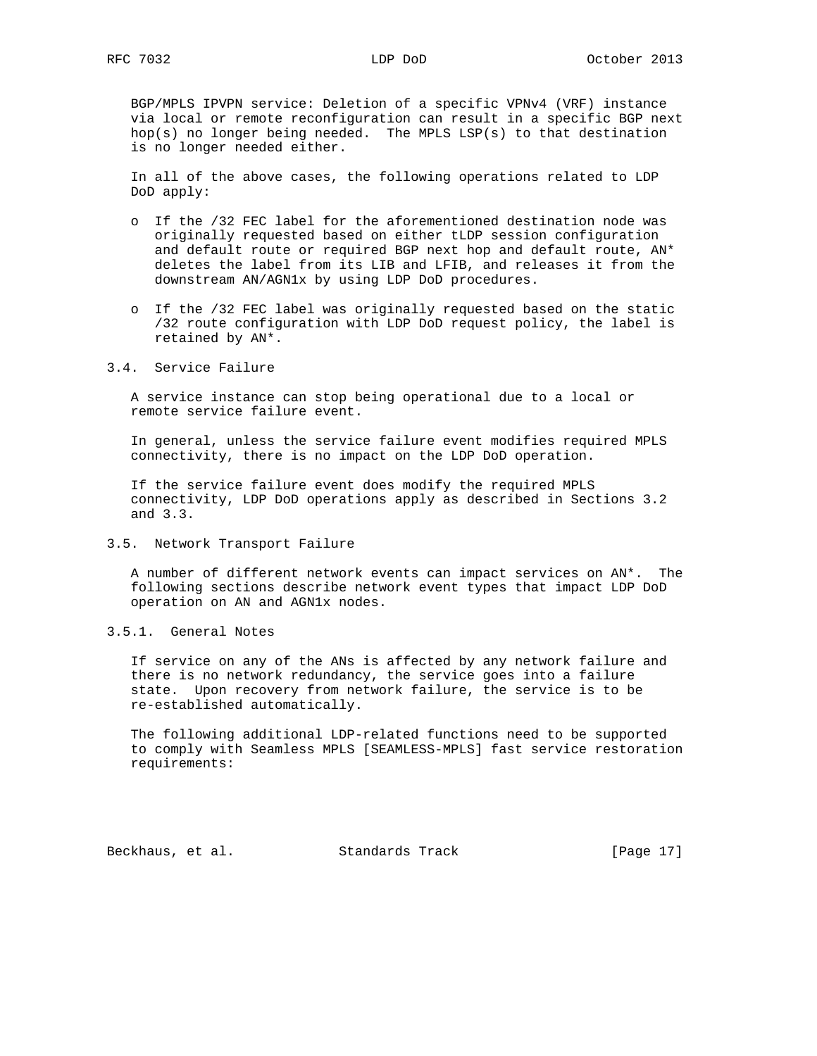BGP/MPLS IPVPN service: Deletion of a specific VPNv4 (VRF) instance via local or remote reconfiguration can result in a specific BGP next hop(s) no longer being needed. The MPLS LSP(s) to that destination is no longer needed either.

In all of the above cases, the following operations related to LDP DoD apply:

- If the /32 FEC label for the aforementioned destination node was originally requested based on either tLDP session configuration and default route or required BGP next hop and default route, AN* deletes the label from its LIB and LFIB, and releases it from the downstream AN/AGN1x by using LDP DoD procedures.

- If the /32 FEC label was originally requested based on the static /32 route configuration with LDP DoD request policy, the label is retained by AN*.

### 3.4. Service Failure

A service instance can stop being operational due to a local or remote service failure event.

In general, unless the service failure event modifies required MPLS connectivity, there is no impact on the LDP DoD operation.

If the service failure event does modify the required MPLS connectivity, LDP DoD operations apply as described in Sections 3.2 and 3.3.

### 3.5. Network Transport Failure

A number of different network events can impact services on AN*. The following sections describe network event types that impact LDP DoD operation on AN and AGN1x nodes.

#### 3.5.1. General Notes

If service on any of the ANs is affected by any network failure and there is no network redundancy, the service goes into a failure state. Upon recovery from network failure, the service is to be re-established automatically.

The following additional LDP-related functions need to be supported to comply with Seamless MPLS [SEAMLESS-MPLS] fast service restoration requirements: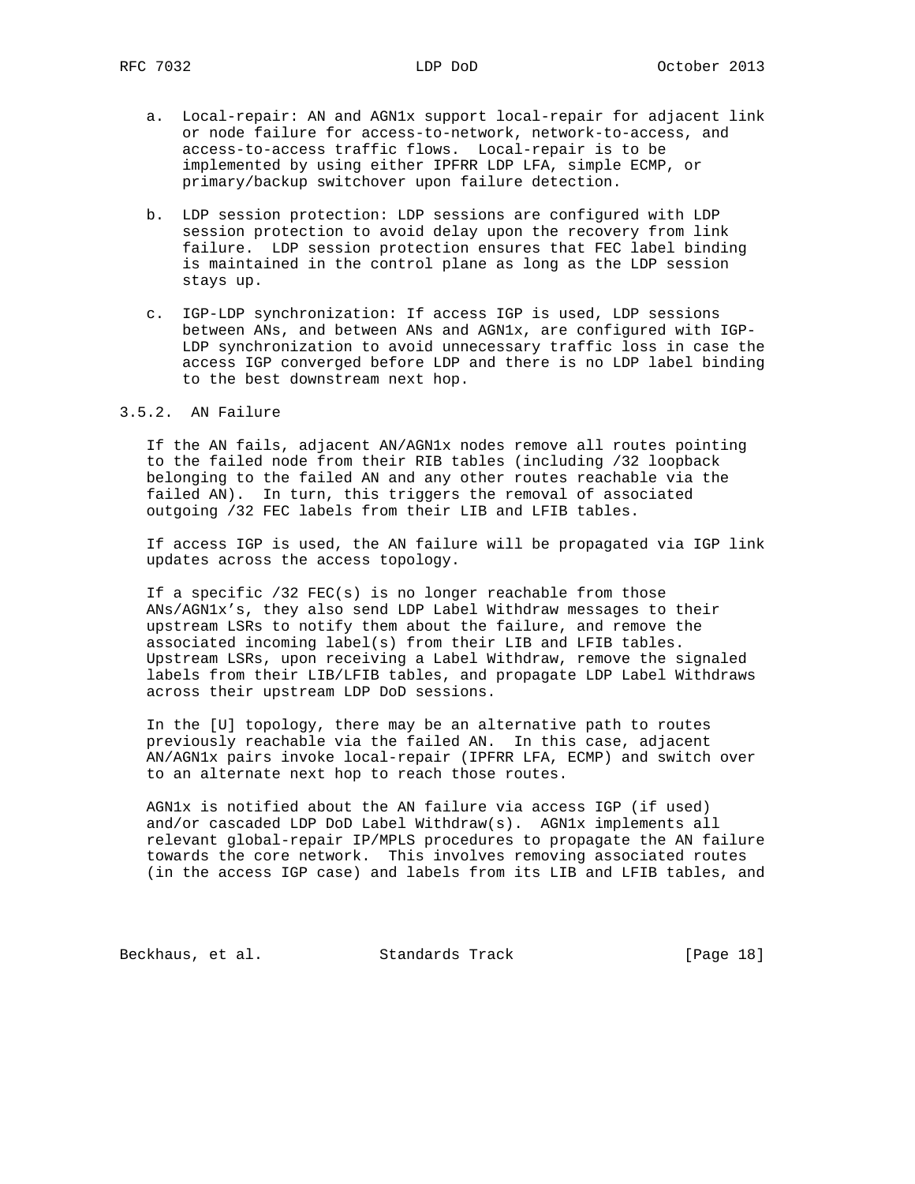a. Local-repair: AN and AGN1x support local-repair for adjacent link or node failure for access-to-network, network-to-access, and access-to-access traffic flows. Local-repair is to be implemented by using either IPFRR LDP LFA, simple ECMP, or primary/backup switchover upon failure detection.

b. LDP session protection: LDP sessions are configured with LDP session protection to avoid delay upon the recovery from link failure. LDP session protection ensures that FEC label binding is maintained in the control plane as long as the LDP session stays up.

c. IGP-LDP synchronization: If access IGP is used, LDP sessions between ANs, and between ANs and AGN1x, are configured with IGP-LDP synchronization to avoid unnecessary traffic loss in case the access IGP converged before LDP and there is no LDP label binding to the best downstream next hop.

### 3.5.2. AN Failure

If the AN fails, adjacent AN/AGN1x nodes remove all routes pointing to the failed node from their RIB tables (including /32 loopback belonging to the failed AN and any other routes reachable via the failed AN). In turn, this triggers the removal of associated outgoing /32 FEC labels from their LIB and LFIB tables.

If access IGP is used, the AN failure will be propagated via IGP link updates across the access topology.

If a specific /32 FEC(s) is no longer reachable from those ANs/AGN1x's, they also send LDP Label Withdraw messages to their upstream LSRs to notify them about the failure, and remove the associated incoming label(s) from their LIB and LFIB tables. Upstream LSRs, upon receiving a Label Withdraw, remove the signaled labels from their LIB/LFIB tables, and propagate LDP Label Withdraws across their upstream LDP DoD sessions.

In the [U] topology, there may be an alternative path to routes previously reachable via the failed AN. In this case, adjacent AN/AGN1x pairs invoke local-repair (IPFRR LFA, ECMP) and switch over to an alternate next hop to reach those routes.

AGN1x is notified about the AN failure via access IGP (if used) and/or cascaded LDP DoD Label Withdraw(s). AGN1x implements all relevant global-repair IP/MPLS procedures to propagate the AN failure towards the core network. This involves removing associated routes (in the access IGP case) and labels from its LIB and LFIB tables, and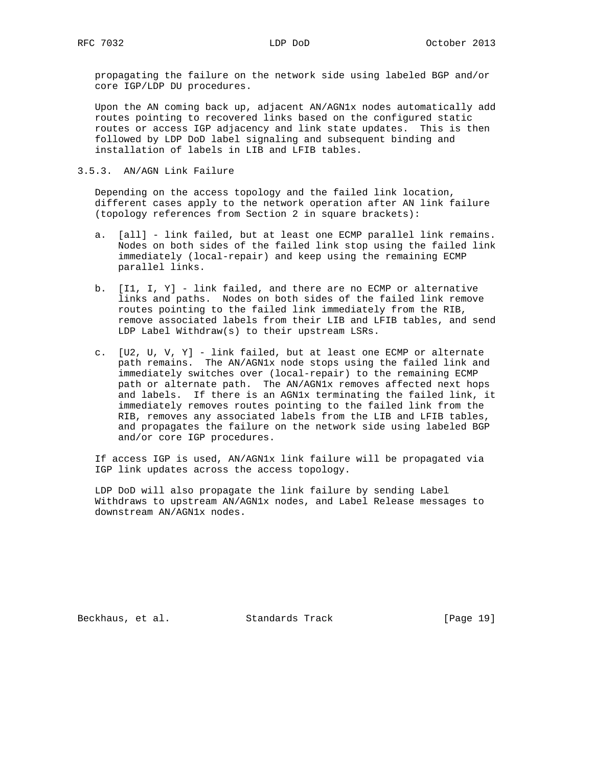propagating the failure on the network side using labeled BGP and/or core IGP/LDP DU procedures.

Upon the AN coming back up, adjacent AN/AGN1x nodes automatically add routes pointing to recovered links based on the configured static routes or access IGP adjacency and link state updates. This is then followed by LDP DoD label signaling and subsequent binding and installation of labels in LIB and LFIB tables.

### 3.5.3. AN/AGN Link Failure

Depending on the access topology and the failed link location, different cases apply to the network operation after AN link failure (topology references from Section 2 in square brackets):

a. [all] - link failed, but at least one ECMP parallel link remains. Nodes on both sides of the failed link stop using the failed link immediately (local-repair) and keep using the remaining ECMP parallel links.

b. [I1, I, Y] - link failed, and there are no ECMP or alternative links and paths. Nodes on both sides of the failed link remove routes pointing to the failed link immediately from the RIB, remove associated labels from their LIB and LFIB tables, and send LDP Label Withdraw(s) to their upstream LSRs.

c. [U2, U, V, Y] - link failed, but at least one ECMP or alternate path remains. The AN/AGN1x node stops using the failed link and immediately switches over (local-repair) to the remaining ECMP path or alternate path. The AN/AGN1x removes affected next hops and labels. If there is an AGN1x terminating the failed link, it immediately removes routes pointing to the failed link from the RIB, removes any associated labels from the LIB and LFIB tables, and propagates the failure on the network side using labeled BGP and/or core IGP procedures.

If access IGP is used, AN/AGN1x link failure will be propagated via IGP link updates across the access topology.

LDP DoD will also propagate the link failure by sending Label Withdraws to upstream AN/AGN1x nodes, and Label Release messages to downstream AN/AGN1x nodes.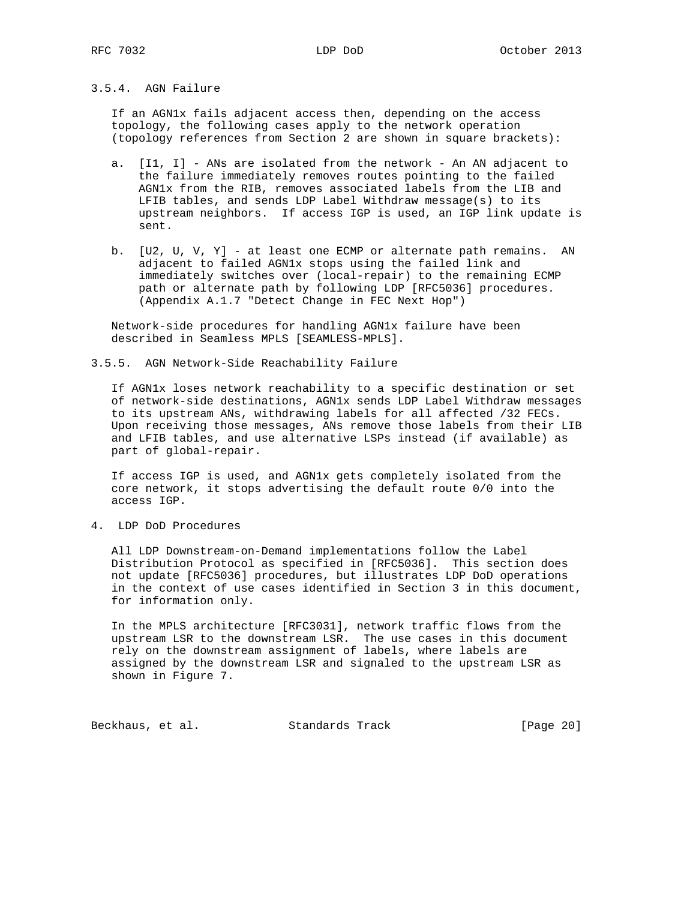### 3.5.4. AGN Failure

If an AGN1x fails adjacent access then, depending on the access topology, the following cases apply to the network operation (topology references from Section 2 are shown in square brackets):

a. [I1, I] - ANs are isolated from the network - An AN adjacent to the failure immediately removes routes pointing to the failed AGN1x from the RIB, removes associated labels from the LIB and LFIB tables, and sends LDP Label Withdraw message(s) to its upstream neighbors. If access IGP is used, an IGP link update is sent.

b. [U2, U, V, Y] - at least one ECMP or alternate path remains. AN adjacent to failed AGN1x stops using the failed link and immediately switches over (local-repair) to the remaining ECMP path or alternate path by following LDP [RFC5036] procedures. (Appendix A.1.7 "Detect Change in FEC Next Hop")

Network-side procedures for handling AGN1x failure have been described in Seamless MPLS [SEAMLESS-MPLS].

### 3.5.5. AGN Network-Side Reachability Failure

If AGN1x loses network reachability to a specific destination or set of network-side destinations, AGN1x sends LDP Label Withdraw messages to its upstream ANs, withdrawing labels for all affected /32 FECs. Upon receiving those messages, ANs remove those labels from their LIB and LFIB tables, and use alternative LSPs instead (if available) as part of global-repair.

If access IGP is used, and AGN1x gets completely isolated from the core network, it stops advertising the default route 0/0 into the access IGP.

## 4. LDP DoD Procedures

All LDP Downstream-on-Demand implementations follow the Label Distribution Protocol as specified in [RFC5036]. This section does not update [RFC5036] procedures, but illustrates LDP DoD operations in the context of use cases identified in Section 3 in this document, for information only.

In the MPLS architecture [RFC3031], network traffic flows from the upstream LSR to the downstream LSR. The use cases in this document rely on the downstream assignment of labels, where labels are assigned by the downstream LSR and signaled to the upstream LSR as shown in Figure 7.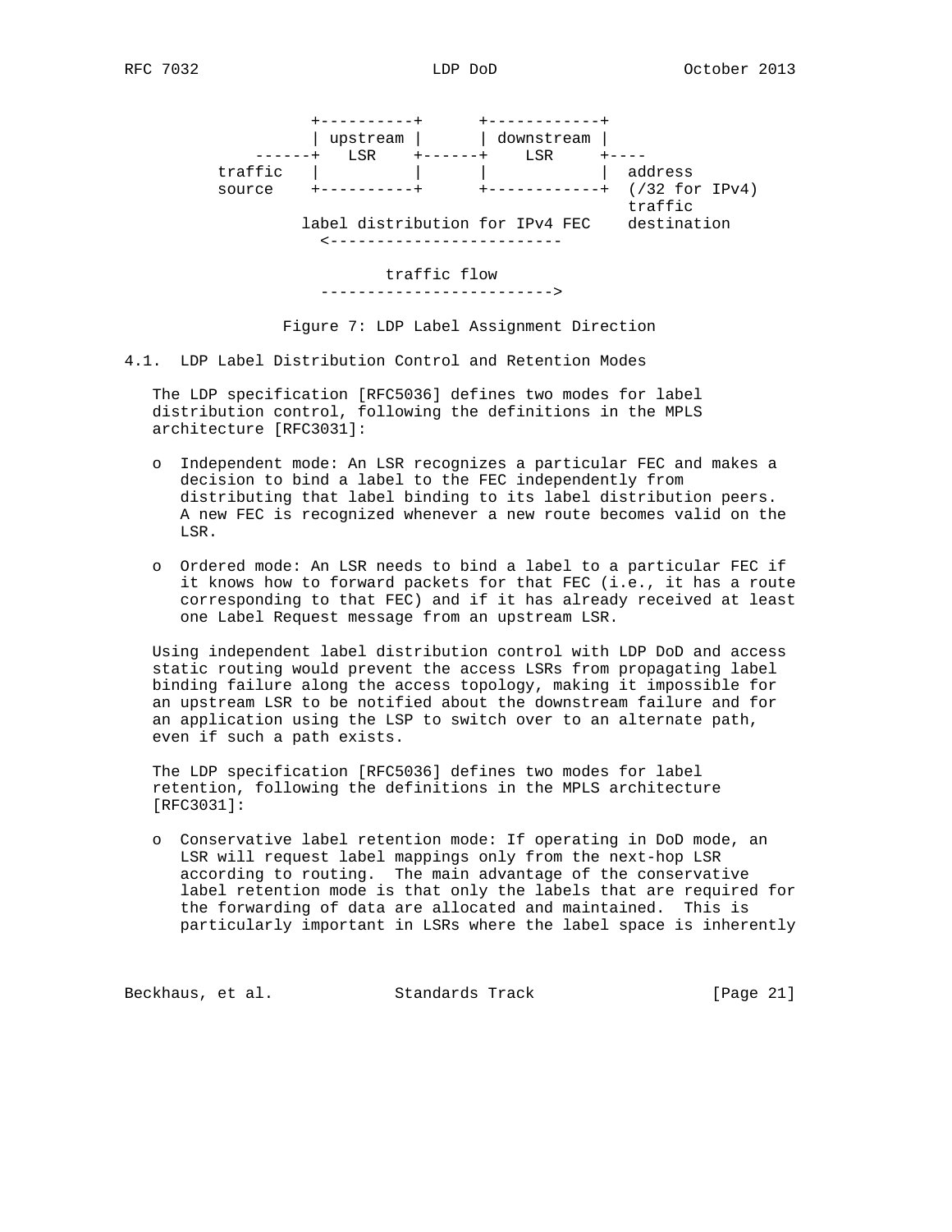```
                +----------+      +------------+
                | upstream |      | downstream |
          ------+   LSR    +------+    LSR     +----
         traffic |         |      |            |  address
         source  +----------+     +------------+  (/32 for IPv4)
                                                  traffic
                label distribution for IPv4 FEC   destination
                  <-------------------------

                         traffic flow
                  ------------------------->
```

Figure 7: LDP Label Assignment Direction

### 4.1. LDP Label Distribution Control and Retention Modes

The LDP specification [RFC5036] defines two modes for label distribution control, following the definitions in the MPLS architecture [RFC3031]:

- Independent mode: An LSR recognizes a particular FEC and makes a decision to bind a label to the FEC independently from distributing that label binding to its label distribution peers. A new FEC is recognized whenever a new route becomes valid on the LSR.

- Ordered mode: An LSR needs to bind a label to a particular FEC if it knows how to forward packets for that FEC (i.e., it has a route corresponding to that FEC) and if it has already received at least one Label Request message from an upstream LSR.

Using independent label distribution control with LDP DoD and access static routing would prevent the access LSRs from propagating label binding failure along the access topology, making it impossible for an upstream LSR to be notified about the downstream failure and for an application using the LSP to switch over to an alternate path, even if such a path exists.

The LDP specification [RFC5036] defines two modes for label retention, following the definitions in the MPLS architecture [RFC3031]:

- Conservative label retention mode: If operating in DoD mode, an LSR will request label mappings only from the next-hop LSR according to routing. The main advantage of the conservative label retention mode is that only the labels that are required for the forwarding of data are allocated and maintained. This is particularly important in LSRs where the label space is inherently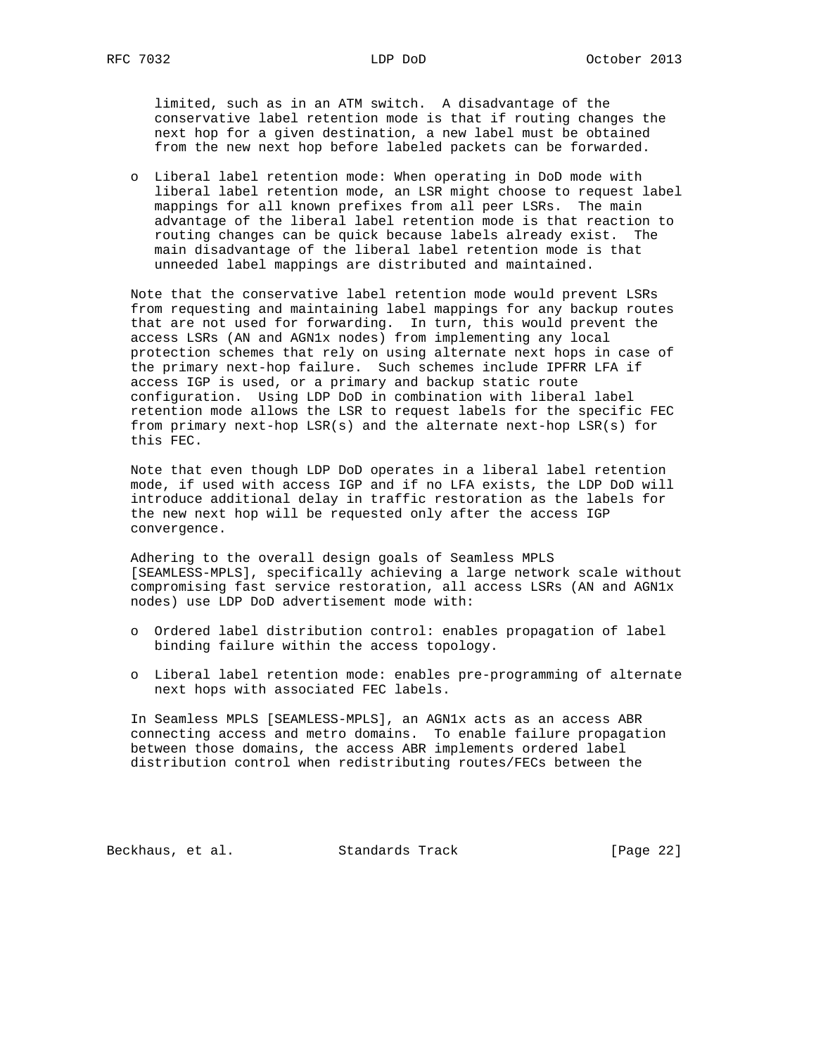limited, such as in an ATM switch. A disadvantage of the conservative label retention mode is that if routing changes the next hop for a given destination, a new label must be obtained from the new next hop before labeled packets can be forwarded.

- Liberal label retention mode: When operating in DoD mode with liberal label retention mode, an LSR might choose to request label mappings for all known prefixes from all peer LSRs. The main advantage of the liberal label retention mode is that reaction to routing changes can be quick because labels already exist. The main disadvantage of the liberal label retention mode is that unneeded label mappings are distributed and maintained.

Note that the conservative label retention mode would prevent LSRs from requesting and maintaining label mappings for any backup routes that are not used for forwarding. In turn, this would prevent the access LSRs (AN and AGN1x nodes) from implementing any local protection schemes that rely on using alternate next hops in case of the primary next-hop failure. Such schemes include IPFRR LFA if access IGP is used, or a primary and backup static route configuration. Using LDP DoD in combination with liberal label retention mode allows the LSR to request labels for the specific FEC from primary next-hop LSR(s) and the alternate next-hop LSR(s) for this FEC.

Note that even though LDP DoD operates in a liberal label retention mode, if used with access IGP and if no LFA exists, the LDP DoD will introduce additional delay in traffic restoration as the labels for the new next hop will be requested only after the access IGP convergence.

Adhering to the overall design goals of Seamless MPLS [SEAMLESS-MPLS], specifically achieving a large network scale without compromising fast service restoration, all access LSRs (AN and AGN1x nodes) use LDP DoD advertisement mode with:

- Ordered label distribution control: enables propagation of label binding failure within the access topology.

- Liberal label retention mode: enables pre-programming of alternate next hops with associated FEC labels.

In Seamless MPLS [SEAMLESS-MPLS], an AGN1x acts as an access ABR connecting access and metro domains. To enable failure propagation between those domains, the access ABR implements ordered label distribution control when redistributing routes/FECs between the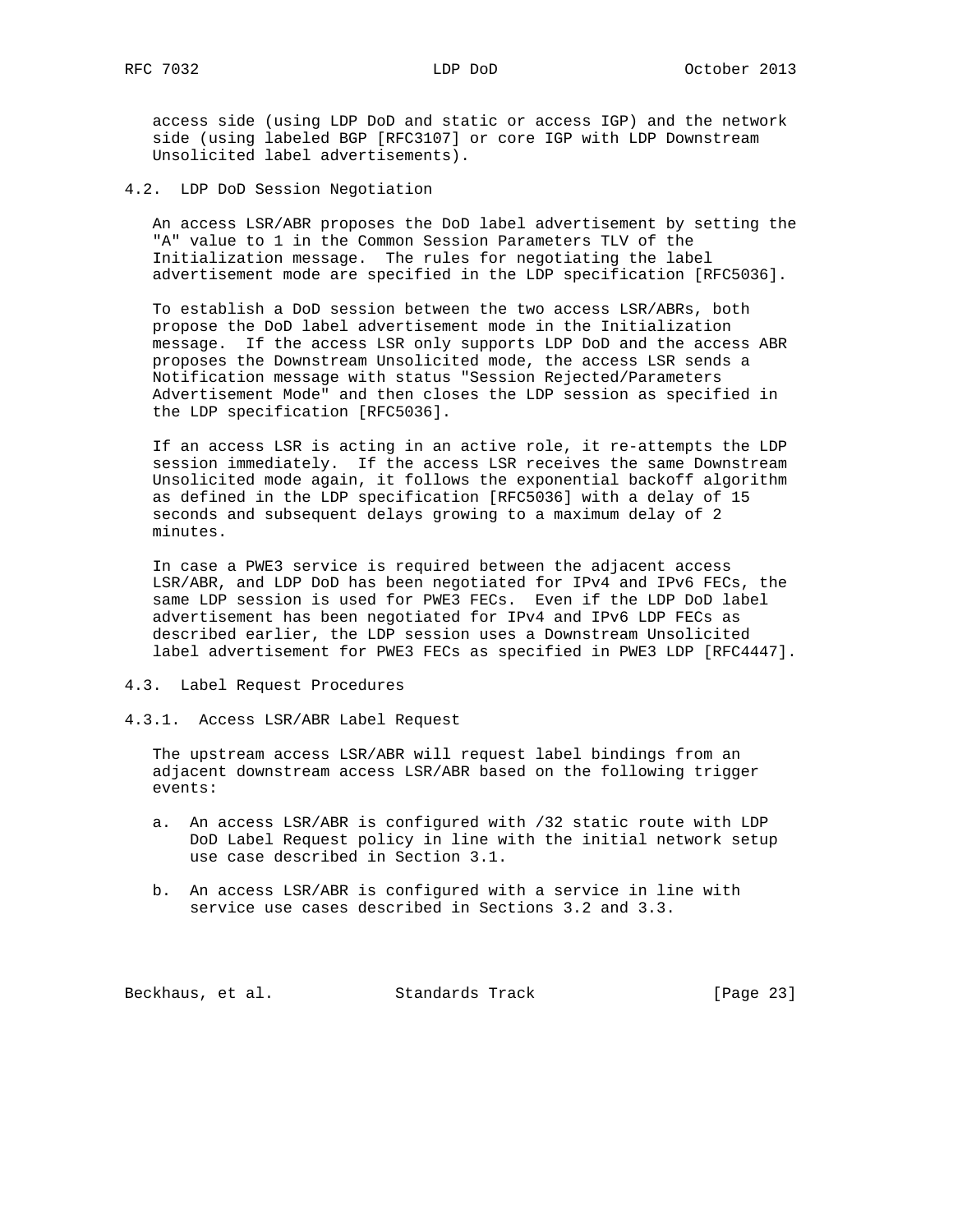access side (using LDP DoD and static or access IGP) and the network side (using labeled BGP [RFC3107] or core IGP with LDP Downstream Unsolicited label advertisements).

## 4.2. LDP DoD Session Negotiation

An access LSR/ABR proposes the DoD label advertisement by setting the "A" value to 1 in the Common Session Parameters TLV of the Initialization message. The rules for negotiating the label advertisement mode are specified in the LDP specification [RFC5036].

To establish a DoD session between the two access LSR/ABRs, both propose the DoD label advertisement mode in the Initialization message. If the access LSR only supports LDP DoD and the access ABR proposes the Downstream Unsolicited mode, the access LSR sends a Notification message with status "Session Rejected/Parameters Advertisement Mode" and then closes the LDP session as specified in the LDP specification [RFC5036].

If an access LSR is acting in an active role, it re-attempts the LDP session immediately. If the access LSR receives the same Downstream Unsolicited mode again, it follows the exponential backoff algorithm as defined in the LDP specification [RFC5036] with a delay of 15 seconds and subsequent delays growing to a maximum delay of 2 minutes.

In case a PWE3 service is required between the adjacent access LSR/ABR, and LDP DoD has been negotiated for IPv4 and IPv6 FECs, the same LDP session is used for PWE3 FECs. Even if the LDP DoD label advertisement has been negotiated for IPv4 and IPv6 LDP FECs as described earlier, the LDP session uses a Downstream Unsolicited label advertisement for PWE3 FECs as specified in PWE3 LDP [RFC4447].

## 4.3. Label Request Procedures

### 4.3.1. Access LSR/ABR Label Request

The upstream access LSR/ABR will request label bindings from an adjacent downstream access LSR/ABR based on the following trigger events:

a. An access LSR/ABR is configured with /32 static route with LDP DoD Label Request policy in line with the initial network setup use case described in Section 3.1.

b. An access LSR/ABR is configured with a service in line with service use cases described in Sections 3.2 and 3.3.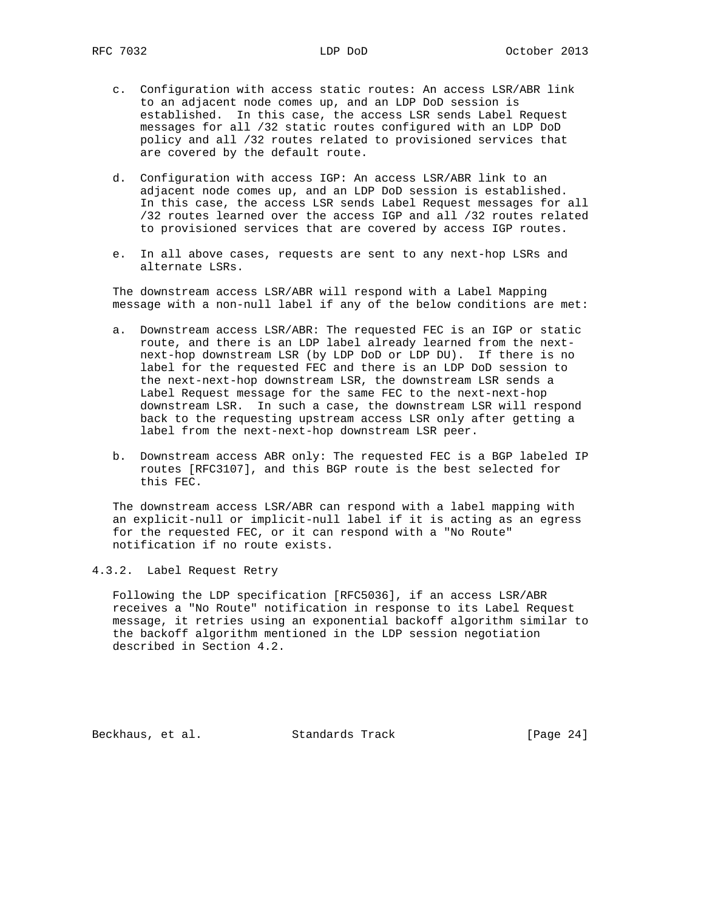c. Configuration with access static routes: An access LSR/ABR link to an adjacent node comes up, and an LDP DoD session is established. In this case, the access LSR sends Label Request messages for all /32 static routes configured with an LDP DoD policy and all /32 routes related to provisioned services that are covered by the default route.

d. Configuration with access IGP: An access LSR/ABR link to an adjacent node comes up, and an LDP DoD session is established. In this case, the access LSR sends Label Request messages for all /32 routes learned over the access IGP and all /32 routes related to provisioned services that are covered by access IGP routes.

e. In all above cases, requests are sent to any next-hop LSRs and alternate LSRs.

The downstream access LSR/ABR will respond with a Label Mapping message with a non-null label if any of the below conditions are met:

a. Downstream access LSR/ABR: The requested FEC is an IGP or static route, and there is an LDP label already learned from the next-next-hop downstream LSR (by LDP DoD or LDP DU). If there is no label for the requested FEC and there is an LDP DoD session to the next-next-hop downstream LSR, the downstream LSR sends a Label Request message for the same FEC to the next-next-hop downstream LSR. In such a case, the downstream LSR will respond back to the requesting upstream access LSR only after getting a label from the next-next-hop downstream LSR peer.

b. Downstream access ABR only: The requested FEC is a BGP labeled IP routes [RFC3107], and this BGP route is the best selected for this FEC.

The downstream access LSR/ABR can respond with a label mapping with an explicit-null or implicit-null label if it is acting as an egress for the requested FEC, or it can respond with a "No Route" notification if no route exists.

### 4.3.2. Label Request Retry

Following the LDP specification [RFC5036], if an access LSR/ABR receives a "No Route" notification in response to its Label Request message, it retries using an exponential backoff algorithm similar to the backoff algorithm mentioned in the LDP session negotiation described in Section 4.2.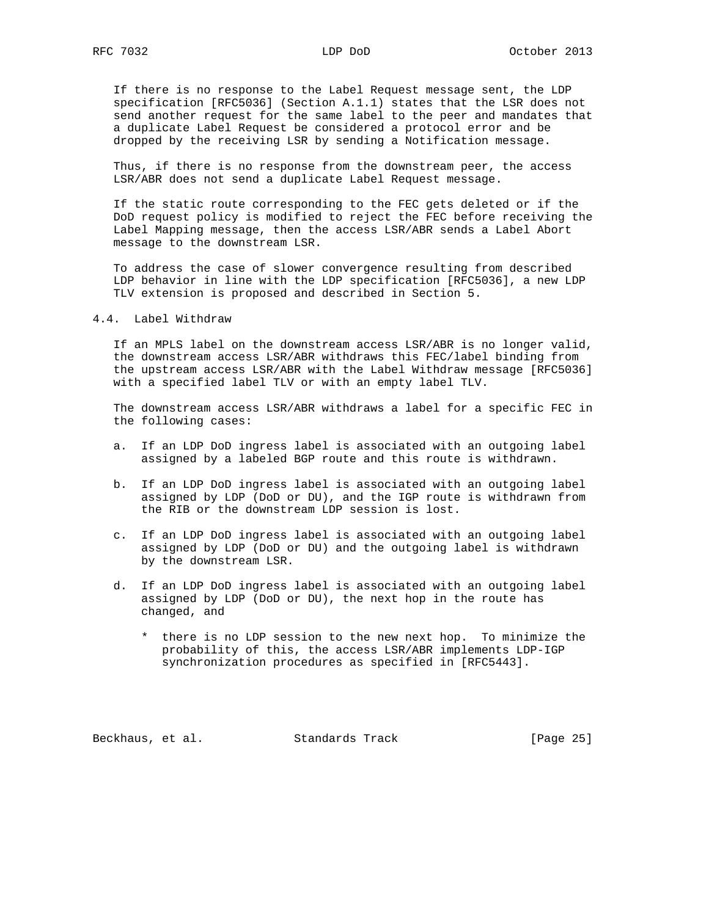If there is no response to the Label Request message sent, the LDP specification [RFC5036] (Section A.1.1) states that the LSR does not send another request for the same label to the peer and mandates that a duplicate Label Request be considered a protocol error and be dropped by the receiving LSR by sending a Notification message.

Thus, if there is no response from the downstream peer, the access LSR/ABR does not send a duplicate Label Request message.

If the static route corresponding to the FEC gets deleted or if the DoD request policy is modified to reject the FEC before receiving the Label Mapping message, then the access LSR/ABR sends a Label Abort message to the downstream LSR.

To address the case of slower convergence resulting from described LDP behavior in line with the LDP specification [RFC5036], a new LDP TLV extension is proposed and described in Section 5.

### 4.4. Label Withdraw

If an MPLS label on the downstream access LSR/ABR is no longer valid, the downstream access LSR/ABR withdraws this FEC/label binding from the upstream access LSR/ABR with the Label Withdraw message [RFC5036] with a specified label TLV or with an empty label TLV.

The downstream access LSR/ABR withdraws a label for a specific FEC in the following cases:

a. If an LDP DoD ingress label is associated with an outgoing label assigned by a labeled BGP route and this route is withdrawn.

b. If an LDP DoD ingress label is associated with an outgoing label assigned by LDP (DoD or DU), and the IGP route is withdrawn from the RIB or the downstream LDP session is lost.

c. If an LDP DoD ingress label is associated with an outgoing label assigned by LDP (DoD or DU) and the outgoing label is withdrawn by the downstream LSR.

d. If an LDP DoD ingress label is associated with an outgoing label assigned by LDP (DoD or DU), the next hop in the route has changed, and

   * there is no LDP session to the new next hop. To minimize the probability of this, the access LSR/ABR implements LDP-IGP synchronization procedures as specified in [RFC5443].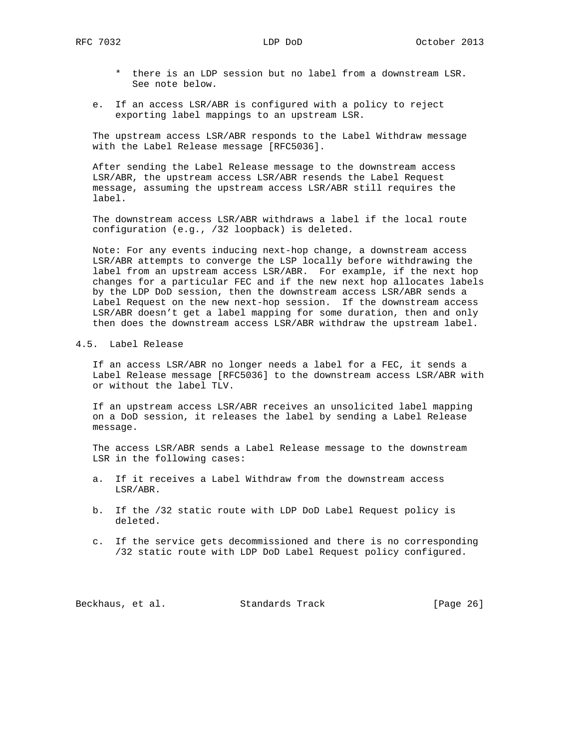* there is an LDP session but no label from a downstream LSR. See note below.

e. If an access LSR/ABR is configured with a policy to reject exporting label mappings to an upstream LSR.

The upstream access LSR/ABR responds to the Label Withdraw message with the Label Release message [RFC5036].

After sending the Label Release message to the downstream access LSR/ABR, the upstream access LSR/ABR resends the Label Request message, assuming the upstream access LSR/ABR still requires the label.

The downstream access LSR/ABR withdraws a label if the local route configuration (e.g., /32 loopback) is deleted.

Note: For any events inducing next-hop change, a downstream access LSR/ABR attempts to converge the LSP locally before withdrawing the label from an upstream access LSR/ABR. For example, if the next hop changes for a particular FEC and if the new next hop allocates labels by the LDP DoD session, then the downstream access LSR/ABR sends a Label Request on the new next-hop session. If the downstream access LSR/ABR doesn't get a label mapping for some duration, then and only then does the downstream access LSR/ABR withdraw the upstream label.

## 4.5. Label Release

If an access LSR/ABR no longer needs a label for a FEC, it sends a Label Release message [RFC5036] to the downstream access LSR/ABR with or without the label TLV.

If an upstream access LSR/ABR receives an unsolicited label mapping on a DoD session, it releases the label by sending a Label Release message.

The access LSR/ABR sends a Label Release message to the downstream LSR in the following cases:

a. If it receives a Label Withdraw from the downstream access LSR/ABR.

b. If the /32 static route with LDP DoD Label Request policy is deleted.

c. If the service gets decommissioned and there is no corresponding /32 static route with LDP DoD Label Request policy configured.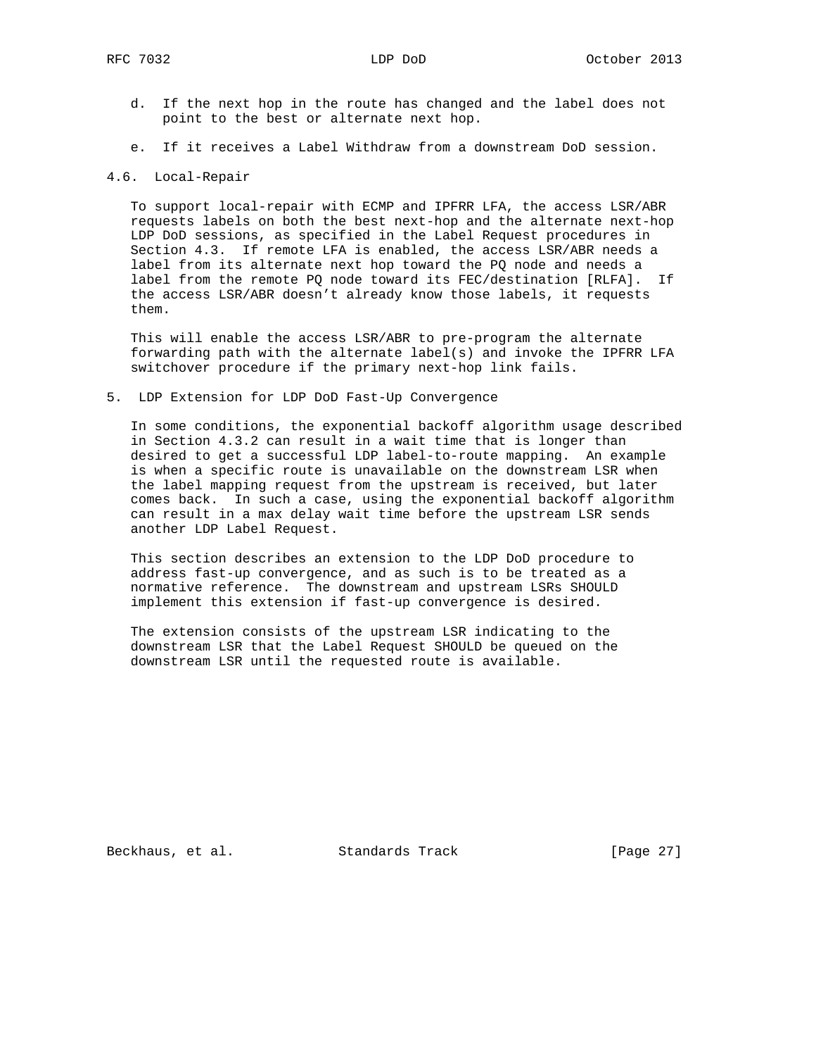d. If the next hop in the route has changed and the label does not point to the best or alternate next hop.

e. If it receives a Label Withdraw from a downstream DoD session.

### 4.6. Local-Repair

To support local-repair with ECMP and IPFRR LFA, the access LSR/ABR requests labels on both the best next-hop and the alternate next-hop LDP DoD sessions, as specified in the Label Request procedures in Section 4.3. If remote LFA is enabled, the access LSR/ABR needs a label from its alternate next hop toward the PQ node and needs a label from the remote PQ node toward its FEC/destination [RLFA]. If the access LSR/ABR doesn't already know those labels, it requests them.

This will enable the access LSR/ABR to pre-program the alternate forwarding path with the alternate label(s) and invoke the IPFRR LFA switchover procedure if the primary next-hop link fails.

## 5. LDP Extension for LDP DoD Fast-Up Convergence

In some conditions, the exponential backoff algorithm usage described in Section 4.3.2 can result in a wait time that is longer than desired to get a successful LDP label-to-route mapping. An example is when a specific route is unavailable on the downstream LSR when the label mapping request from the upstream is received, but later comes back. In such a case, using the exponential backoff algorithm can result in a max delay wait time before the upstream LSR sends another LDP Label Request.

This section describes an extension to the LDP DoD procedure to address fast-up convergence, and as such is to be treated as a normative reference. The downstream and upstream LSRs SHOULD implement this extension if fast-up convergence is desired.

The extension consists of the upstream LSR indicating to the downstream LSR that the Label Request SHOULD be queued on the downstream LSR until the requested route is available.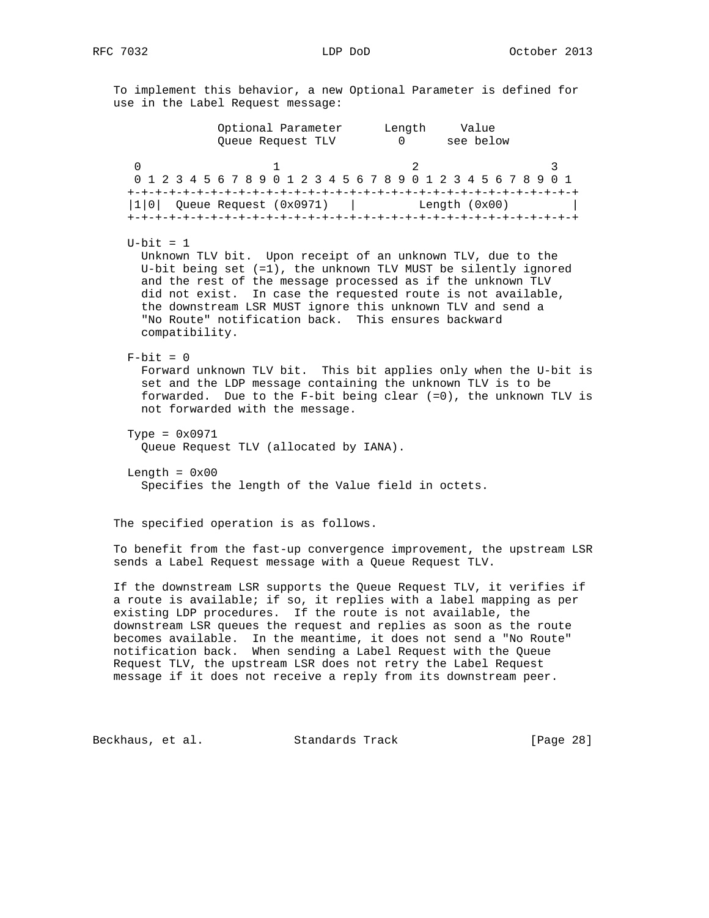To implement this behavior, a new Optional Parameter is defined for use in the Label Request message:

```
              Optional Parameter      Length     Value
              Queue Request TLV         0      see below

     0                   1                   2                   3
     0 1 2 3 4 5 6 7 8 9 0 1 2 3 4 5 6 7 8 9 0 1 2 3 4 5 6 7 8 9 0 1
    +-+-+-+-+-+-+-+-+-+-+-+-+-+-+-+-+-+-+-+-+-+-+-+-+-+-+-+-+-+-+-+-+
    |1|0|  Queue Request (0x0971)   |         Length (0x00)         |
    +-+-+-+-+-+-+-+-+-+-+-+-+-+-+-+-+-+-+-+-+-+-+-+-+-+-+-+-+-+-+-+-+
```

U-bit = 1
Unknown TLV bit. Upon receipt of an unknown TLV, due to the U-bit being set (=1), the unknown TLV MUST be silently ignored and the rest of the message processed as if the unknown TLV did not exist. In case the requested route is not available, the downstream LSR MUST ignore this unknown TLV and send a "No Route" notification back. This ensures backward compatibility.

F-bit = 0
Forward unknown TLV bit. This bit applies only when the U-bit is set and the LDP message containing the unknown TLV is to be forwarded. Due to the F-bit being clear (=0), the unknown TLV is not forwarded with the message.

Type = 0x0971
Queue Request TLV (allocated by IANA).

Length = 0x00
Specifies the length of the Value field in octets.

The specified operation is as follows.

To benefit from the fast-up convergence improvement, the upstream LSR sends a Label Request message with a Queue Request TLV.

If the downstream LSR supports the Queue Request TLV, it verifies if a route is available; if so, it replies with a label mapping as per existing LDP procedures. If the route is not available, the downstream LSR queues the request and replies as soon as the route becomes available. In the meantime, it does not send a "No Route" notification back. When sending a Label Request with the Queue Request TLV, the upstream LSR does not retry the Label Request message if it does not receive a reply from its downstream peer.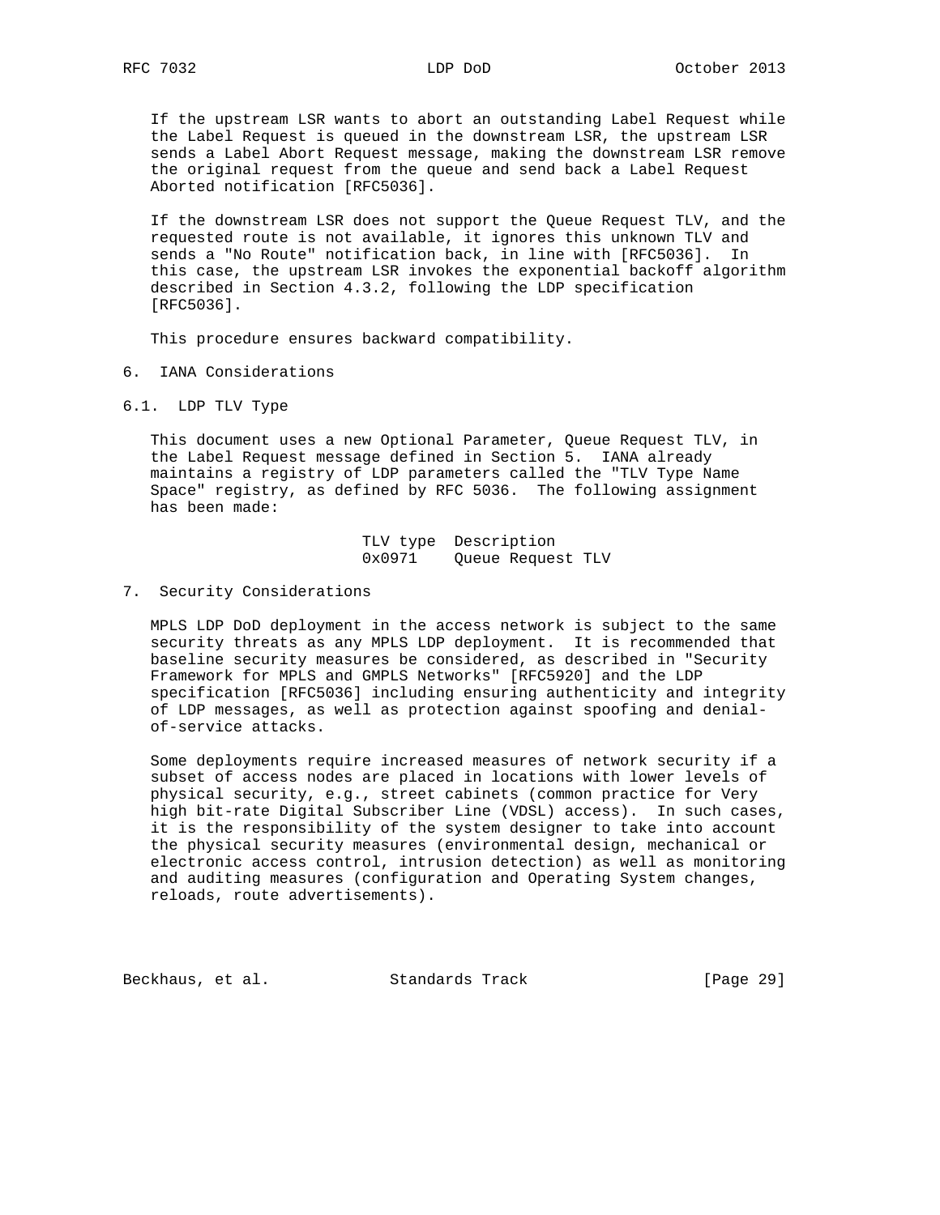If the upstream LSR wants to abort an outstanding Label Request while the Label Request is queued in the downstream LSR, the upstream LSR sends a Label Abort Request message, making the downstream LSR remove the original request from the queue and send back a Label Request Aborted notification [RFC5036].

If the downstream LSR does not support the Queue Request TLV, and the requested route is not available, it ignores this unknown TLV and sends a "No Route" notification back, in line with [RFC5036]. In this case, the upstream LSR invokes the exponential backoff algorithm described in Section 4.3.2, following the LDP specification [RFC5036].

This procedure ensures backward compatibility.

## 6. IANA Considerations

### 6.1. LDP TLV Type

This document uses a new Optional Parameter, Queue Request TLV, in the Label Request message defined in Section 5. IANA already maintains a registry of LDP parameters called the "TLV Type Name Space" registry, as defined by RFC 5036. The following assignment has been made:

| TLV type | Description |
|---|---|
| 0x0971 | Queue Request TLV |

## 7. Security Considerations

MPLS LDP DoD deployment in the access network is subject to the same security threats as any MPLS LDP deployment. It is recommended that baseline security measures be considered, as described in "Security Framework for MPLS and GMPLS Networks" [RFC5920] and the LDP specification [RFC5036] including ensuring authenticity and integrity of LDP messages, as well as protection against spoofing and denial-of-service attacks.

Some deployments require increased measures of network security if a subset of access nodes are placed in locations with lower levels of physical security, e.g., street cabinets (common practice for Very high bit-rate Digital Subscriber Line (VDSL) access). In such cases, it is the responsibility of the system designer to take into account the physical security measures (environmental design, mechanical or electronic access control, intrusion detection) as well as monitoring and auditing measures (configuration and Operating System changes, reloads, route advertisements).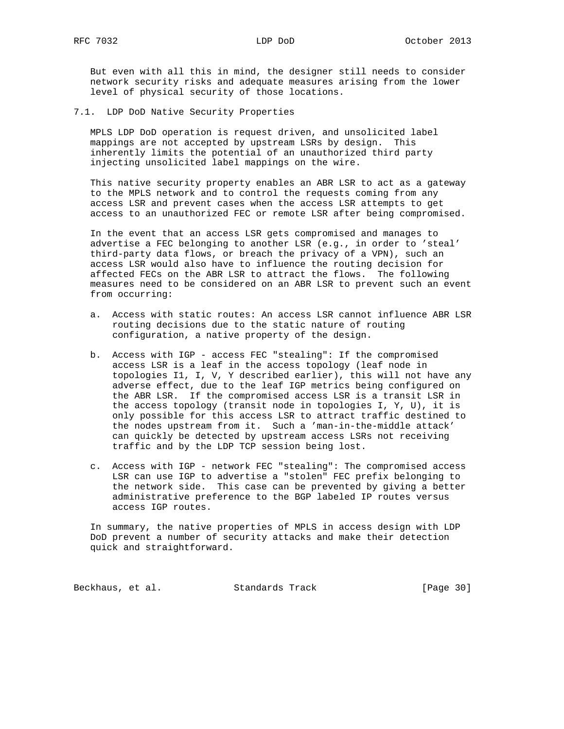But even with all this in mind, the designer still needs to consider network security risks and adequate measures arising from the lower level of physical security of those locations.

### 7.1. LDP DoD Native Security Properties

MPLS LDP DoD operation is request driven, and unsolicited label mappings are not accepted by upstream LSRs by design. This inherently limits the potential of an unauthorized third party injecting unsolicited label mappings on the wire.

This native security property enables an ABR LSR to act as a gateway to the MPLS network and to control the requests coming from any access LSR and prevent cases when the access LSR attempts to get access to an unauthorized FEC or remote LSR after being compromised.

In the event that an access LSR gets compromised and manages to advertise a FEC belonging to another LSR (e.g., in order to 'steal' third-party data flows, or breach the privacy of a VPN), such an access LSR would also have to influence the routing decision for affected FECs on the ABR LSR to attract the flows. The following measures need to be considered on an ABR LSR to prevent such an event from occurring:

a. Access with static routes: An access LSR cannot influence ABR LSR routing decisions due to the static nature of routing configuration, a native property of the design.

b. Access with IGP - access FEC "stealing": If the compromised access LSR is a leaf in the access topology (leaf node in topologies I1, I, V, Y described earlier), this will not have any adverse effect, due to the leaf IGP metrics being configured on the ABR LSR. If the compromised access LSR is a transit LSR in the access topology (transit node in topologies I, Y, U), it is only possible for this access LSR to attract traffic destined to the nodes upstream from it. Such a 'man-in-the-middle attack' can quickly be detected by upstream access LSRs not receiving traffic and by the LDP TCP session being lost.

c. Access with IGP - network FEC "stealing": The compromised access LSR can use IGP to advertise a "stolen" FEC prefix belonging to the network side. This case can be prevented by giving a better administrative preference to the BGP labeled IP routes versus access IGP routes.

In summary, the native properties of MPLS in access design with LDP DoD prevent a number of security attacks and make their detection quick and straightforward.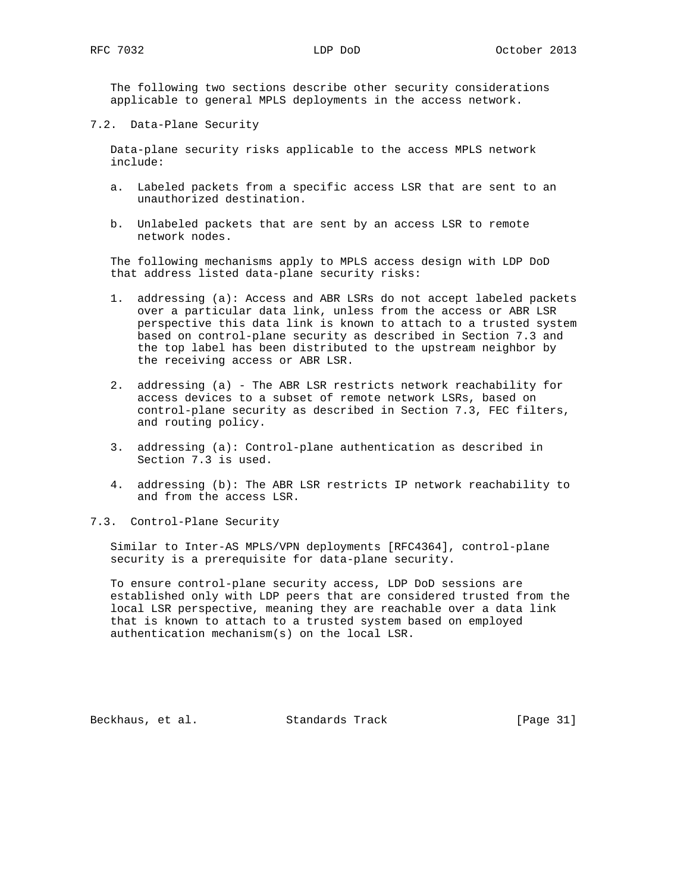The following two sections describe other security considerations applicable to general MPLS deployments in the access network.

### 7.2. Data-Plane Security

Data-plane security risks applicable to the access MPLS network include:

a. Labeled packets from a specific access LSR that are sent to an unauthorized destination.

b. Unlabeled packets that are sent by an access LSR to remote network nodes.

The following mechanisms apply to MPLS access design with LDP DoD that address listed data-plane security risks:

1. addressing (a): Access and ABR LSRs do not accept labeled packets over a particular data link, unless from the access or ABR LSR perspective this data link is known to attach to a trusted system based on control-plane security as described in Section 7.3 and the top label has been distributed to the upstream neighbor by the receiving access or ABR LSR.

2. addressing (a) - The ABR LSR restricts network reachability for access devices to a subset of remote network LSRs, based on control-plane security as described in Section 7.3, FEC filters, and routing policy.

3. addressing (a): Control-plane authentication as described in Section 7.3 is used.

4. addressing (b): The ABR LSR restricts IP network reachability to and from the access LSR.

### 7.3. Control-Plane Security

Similar to Inter-AS MPLS/VPN deployments [RFC4364], control-plane security is a prerequisite for data-plane security.

To ensure control-plane security access, LDP DoD sessions are established only with LDP peers that are considered trusted from the local LSR perspective, meaning they are reachable over a data link that is known to attach to a trusted system based on employed authentication mechanism(s) on the local LSR.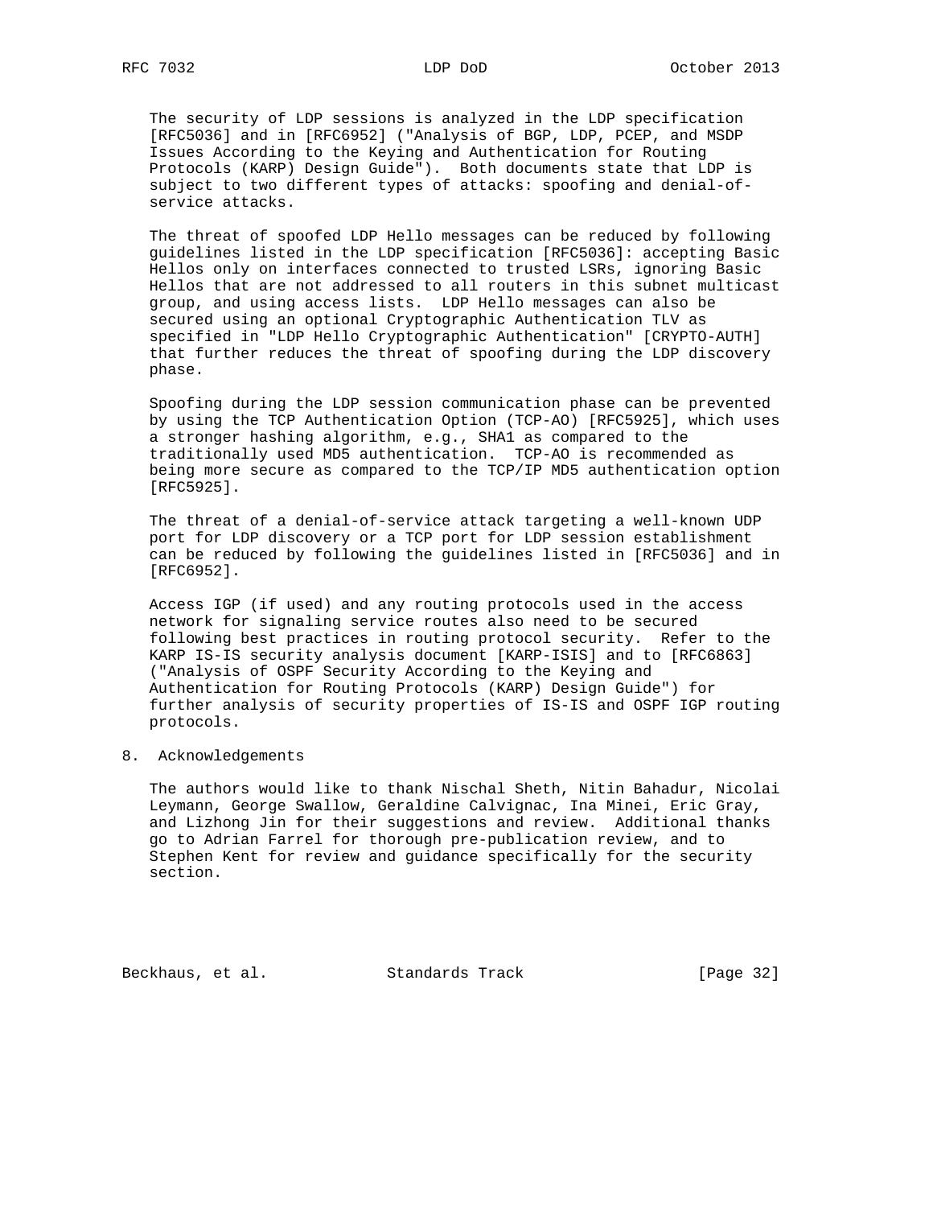The security of LDP sessions is analyzed in the LDP specification [RFC5036] and in [RFC6952] ("Analysis of BGP, LDP, PCEP, and MSDP Issues According to the Keying and Authentication for Routing Protocols (KARP) Design Guide"). Both documents state that LDP is subject to two different types of attacks: spoofing and denial-of-service attacks.

The threat of spoofed LDP Hello messages can be reduced by following guidelines listed in the LDP specification [RFC5036]: accepting Basic Hellos only on interfaces connected to trusted LSRs, ignoring Basic Hellos that are not addressed to all routers in this subnet multicast group, and using access lists. LDP Hello messages can also be secured using an optional Cryptographic Authentication TLV as specified in "LDP Hello Cryptographic Authentication" [CRYPTO-AUTH] that further reduces the threat of spoofing during the LDP discovery phase.

Spoofing during the LDP session communication phase can be prevented by using the TCP Authentication Option (TCP-AO) [RFC5925], which uses a stronger hashing algorithm, e.g., SHA1 as compared to the traditionally used MD5 authentication. TCP-AO is recommended as being more secure as compared to the TCP/IP MD5 authentication option [RFC5925].

The threat of a denial-of-service attack targeting a well-known UDP port for LDP discovery or a TCP port for LDP session establishment can be reduced by following the guidelines listed in [RFC5036] and in [RFC6952].

Access IGP (if used) and any routing protocols used in the access network for signaling service routes also need to be secured following best practices in routing protocol security. Refer to the KARP IS-IS security analysis document [KARP-ISIS] and to [RFC6863] ("Analysis of OSPF Security According to the Keying and Authentication for Routing Protocols (KARP) Design Guide") for further analysis of security properties of IS-IS and OSPF IGP routing protocols.

## 8. Acknowledgements

The authors would like to thank Nischal Sheth, Nitin Bahadur, Nicolai Leymann, George Swallow, Geraldine Calvignac, Ina Minei, Eric Gray, and Lizhong Jin for their suggestions and review. Additional thanks go to Adrian Farrel for thorough pre-publication review, and to Stephen Kent for review and guidance specifically for the security section.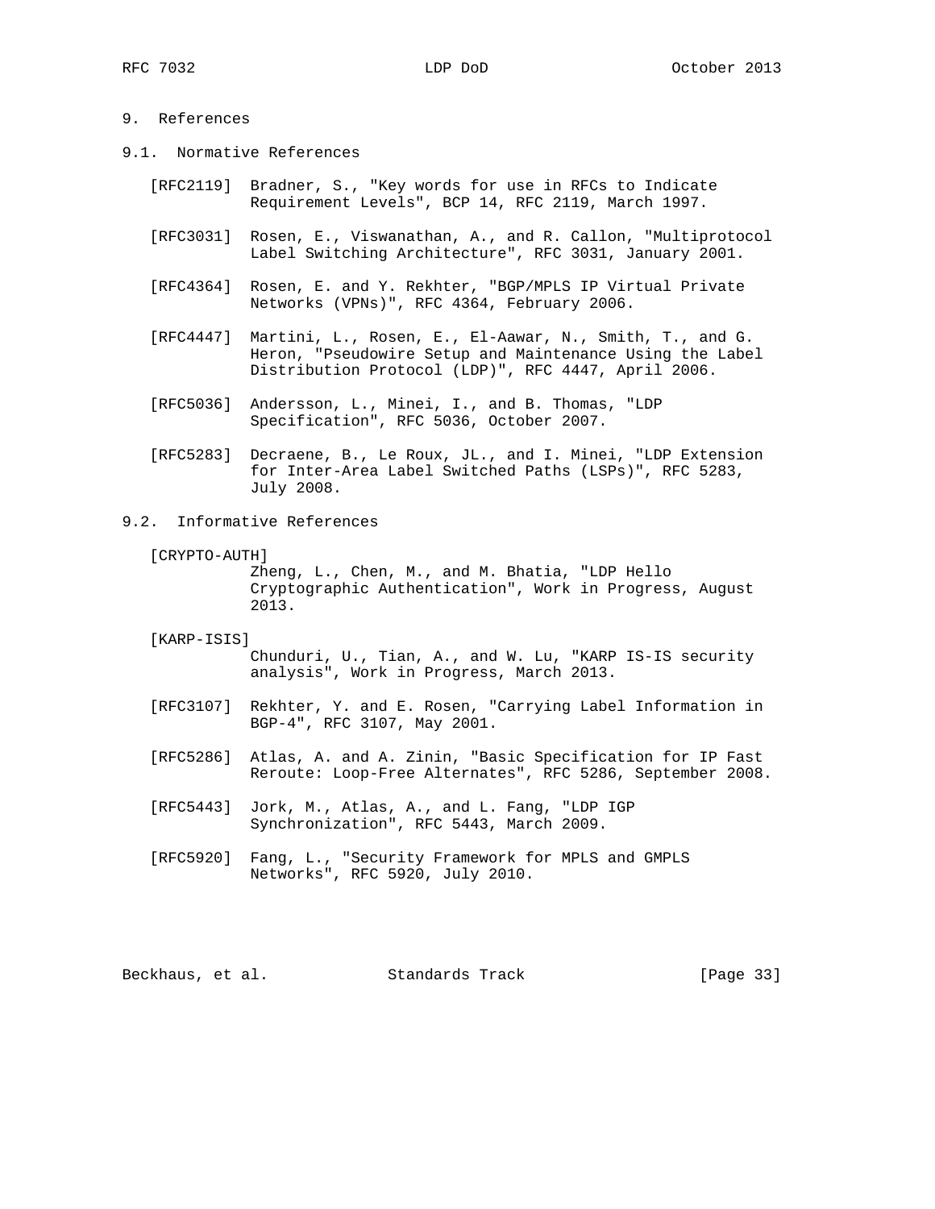## 9. References

### 9.1. Normative References

[RFC2119] Bradner, S., "Key words for use in RFCs to Indicate Requirement Levels", BCP 14, RFC 2119, March 1997.

[RFC3031] Rosen, E., Viswanathan, A., and R. Callon, "Multiprotocol Label Switching Architecture", RFC 3031, January 2001.

[RFC4364] Rosen, E. and Y. Rekhter, "BGP/MPLS IP Virtual Private Networks (VPNs)", RFC 4364, February 2006.

[RFC4447] Martini, L., Rosen, E., El-Aawar, N., Smith, T., and G. Heron, "Pseudowire Setup and Maintenance Using the Label Distribution Protocol (LDP)", RFC 4447, April 2006.

[RFC5036] Andersson, L., Minei, I., and B. Thomas, "LDP Specification", RFC 5036, October 2007.

[RFC5283] Decraene, B., Le Roux, JL., and I. Minei, "LDP Extension for Inter-Area Label Switched Paths (LSPs)", RFC 5283, July 2008.

### 9.2. Informative References

[CRYPTO-AUTH]
Zheng, L., Chen, M., and M. Bhatia, "LDP Hello Cryptographic Authentication", Work in Progress, August 2013.

[KARP-ISIS]
Chunduri, U., Tian, A., and W. Lu, "KARP IS-IS security analysis", Work in Progress, March 2013.

[RFC3107] Rekhter, Y. and E. Rosen, "Carrying Label Information in BGP-4", RFC 3107, May 2001.

[RFC5286] Atlas, A. and A. Zinin, "Basic Specification for IP Fast Reroute: Loop-Free Alternates", RFC 5286, September 2008.

[RFC5443] Jork, M., Atlas, A., and L. Fang, "LDP IGP Synchronization", RFC 5443, March 2009.

[RFC5920] Fang, L., "Security Framework for MPLS and GMPLS Networks", RFC 5920, July 2010.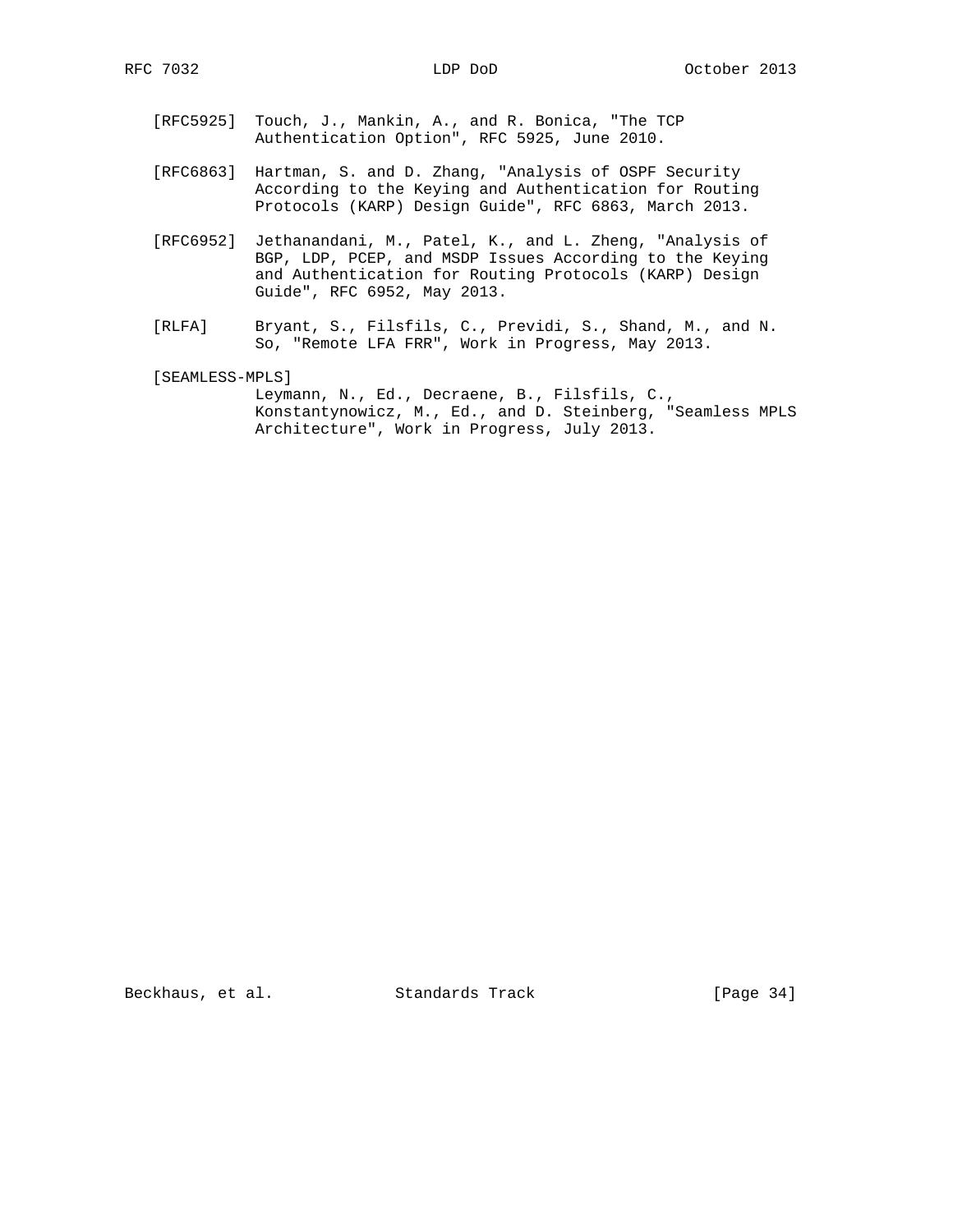[RFC5925] Touch, J., Mankin, A., and R. Bonica, "The TCP Authentication Option", RFC 5925, June 2010.

[RFC6863] Hartman, S. and D. Zhang, "Analysis of OSPF Security According to the Keying and Authentication for Routing Protocols (KARP) Design Guide", RFC 6863, March 2013.

[RFC6952] Jethanandani, M., Patel, K., and L. Zheng, "Analysis of BGP, LDP, PCEP, and MSDP Issues According to the Keying and Authentication for Routing Protocols (KARP) Design Guide", RFC 6952, May 2013.

[RLFA] Bryant, S., Filsfils, C., Previdi, S., Shand, M., and N. So, "Remote LFA FRR", Work in Progress, May 2013.

[SEAMLESS-MPLS] Leymann, N., Ed., Decraene, B., Filsfils, C., Konstantynowicz, M., Ed., and D. Steinberg, "Seamless MPLS Architecture", Work in Progress, July 2013.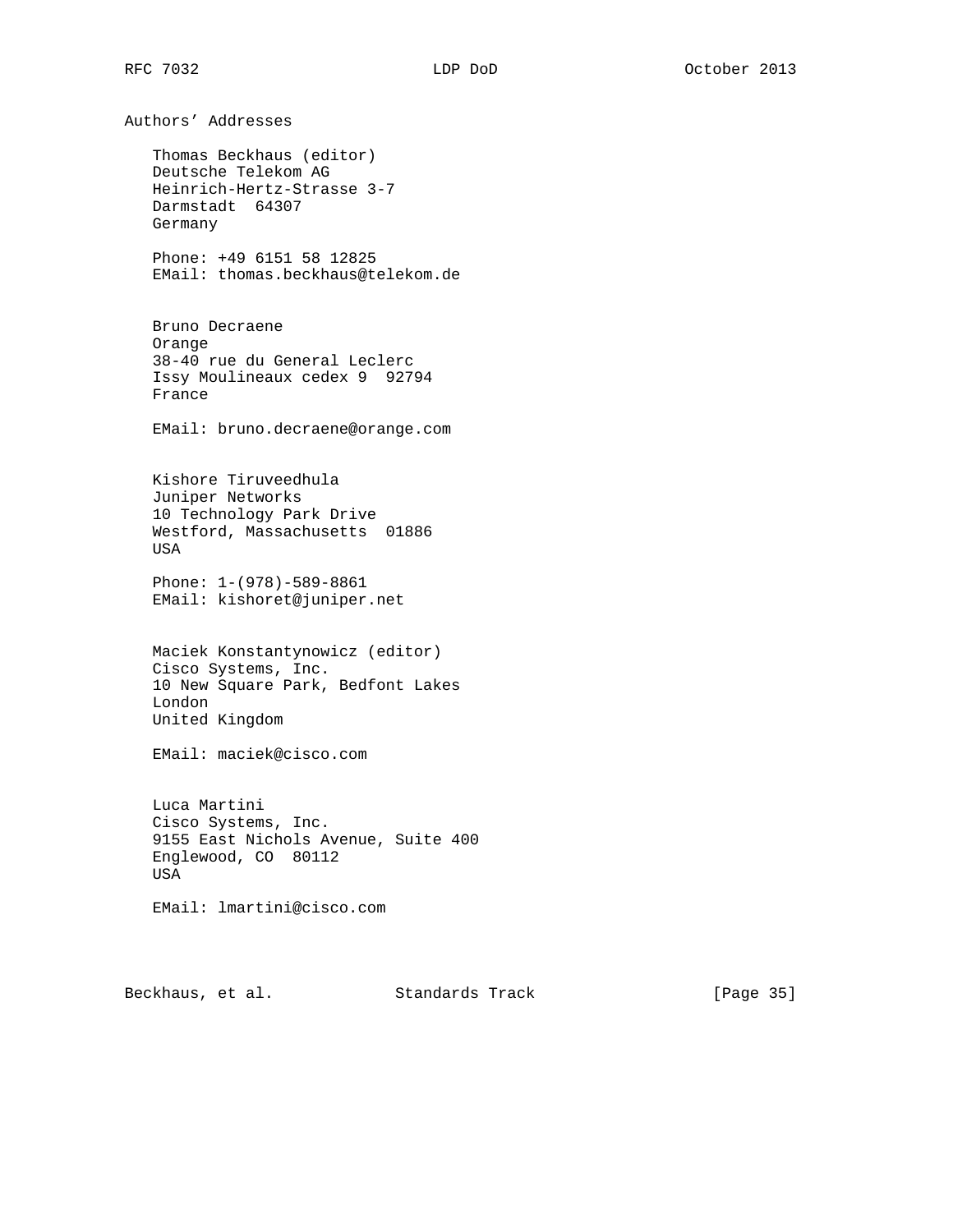## Authors' Addresses

Thomas Beckhaus (editor)
Deutsche Telekom AG
Heinrich-Hertz-Strasse 3-7
Darmstadt  64307
Germany

Phone: +49 6151 58 12825
EMail: thomas.beckhaus@telekom.de

Bruno Decraene
Orange
38-40 rue du General Leclerc
Issy Moulineaux cedex 9  92794
France

EMail: bruno.decraene@orange.com

Kishore Tiruveedhula
Juniper Networks
10 Technology Park Drive
Westford, Massachusetts  01886
USA

Phone: 1-(978)-589-8861
EMail: kishoret@juniper.net

Maciek Konstantynowicz (editor)
Cisco Systems, Inc.
10 New Square Park, Bedfont Lakes
London
United Kingdom

EMail: maciek@cisco.com

Luca Martini
Cisco Systems, Inc.
9155 East Nichols Avenue, Suite 400
Englewood, CO  80112
USA

EMail: lmartini@cisco.com